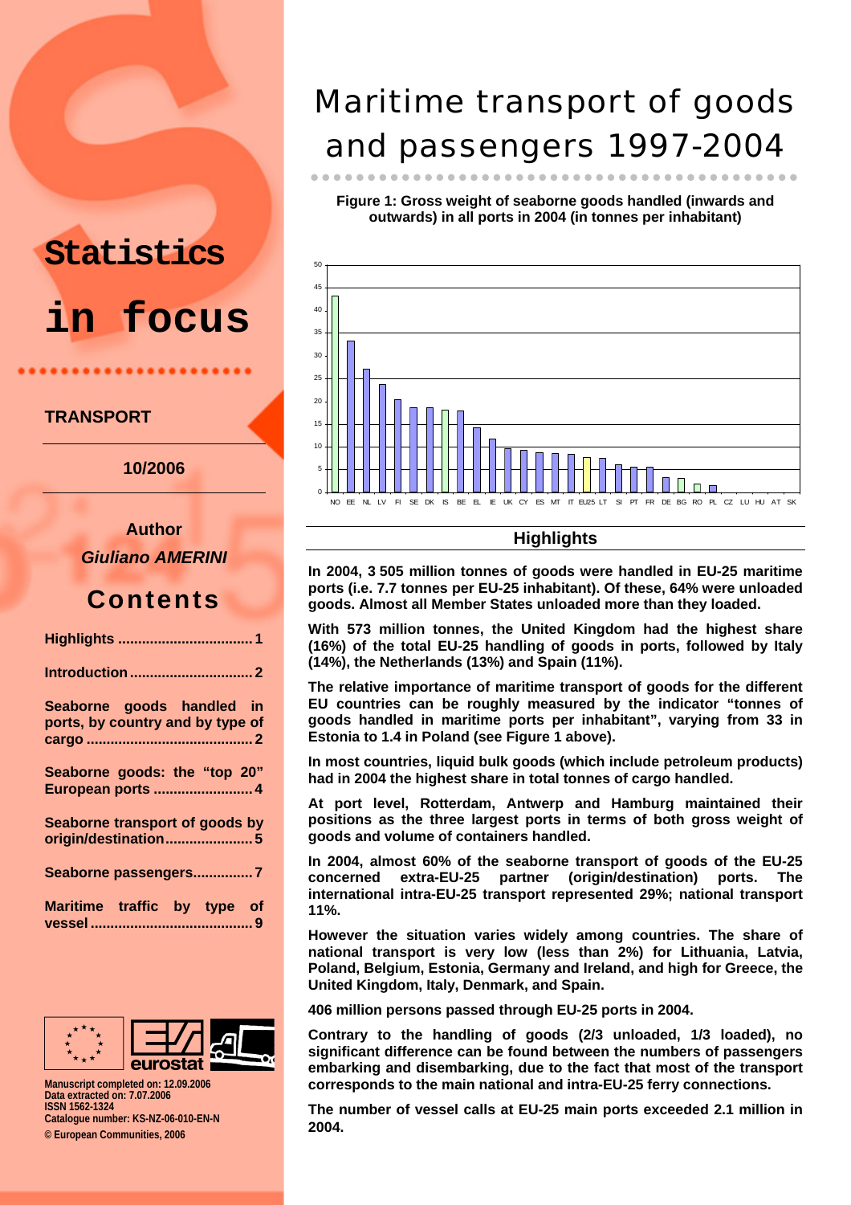# Statistics in focus

**TRANSPORT**

**10/2006**

**Author**

***Giuliano AMERINI***

## Contents

**Highlights .................................. 1**

**Introduction ............................... 2**

**Seaborne goods handled in ports, by country and by type of cargo ......................................... 2**

**Seaborne goods: the "top 20" European ports ........................ 4**

**Seaborne transport of goods by origin/destination...................... 5**

**Seaborne passengers............... 7**

**Maritime traffic by type of vessel ........................................ 9**

Manuscript completed on: 12.09.2006
Data extracted on: 7.07.2006
ISSN 1562-1324
Catalogue number: KS-NZ-06-010-EN-N
© European Communities, 2006

# Maritime transport of goods and passengers 1997-2004

**Figure 1: Gross weight of seaborne goods handled (inwards and outwards) in all ports in 2004 (in tonnes per inhabitant)**

## Highlights

**In 2004, 3 505 million tonnes of goods were handled in EU-25 maritime ports (i.e. 7.7 tonnes per EU-25 inhabitant). Of these, 64% were unloaded goods. Almost all Member States unloaded more than they loaded.**

**With 573 million tonnes, the United Kingdom had the highest share (16%) of the total EU-25 handling of goods in ports, followed by Italy (14%), the Netherlands (13%) and Spain (11%).**

**The relative importance of maritime transport of goods for the different EU countries can be roughly measured by the indicator "tonnes of goods handled in maritime ports per inhabitant", varying from 33 in Estonia to 1.4 in Poland (see Figure 1 above).**

**In most countries, liquid bulk goods (which include petroleum products) had in 2004 the highest share in total tonnes of cargo handled.**

**At port level, Rotterdam, Antwerp and Hamburg maintained their positions as the three largest ports in terms of both gross weight of goods and volume of containers handled.**

**In 2004, almost 60% of the seaborne transport of goods of the EU-25 concerned extra-EU-25 partner (origin/destination) ports. The international intra-EU-25 transport represented 29%; national transport 11%.**

**However the situation varies widely among countries. The share of national transport is very low (less than 2%) for Lithuania, Latvia, Poland, Belgium, Estonia, Germany and Ireland, and high for Greece, the United Kingdom, Italy, Denmark, and Spain.**

**406 million persons passed through EU-25 ports in 2004.**

**Contrary to the handling of goods (2/3 unloaded, 1/3 loaded), no significant difference can be found between the numbers of passengers embarking and disembarking, due to the fact that most of the transport corresponds to the main national and intra-EU-25 ferry connections.**

**The number of vessel calls at EU-25 main ports exceeded 2.1 million in 2004.**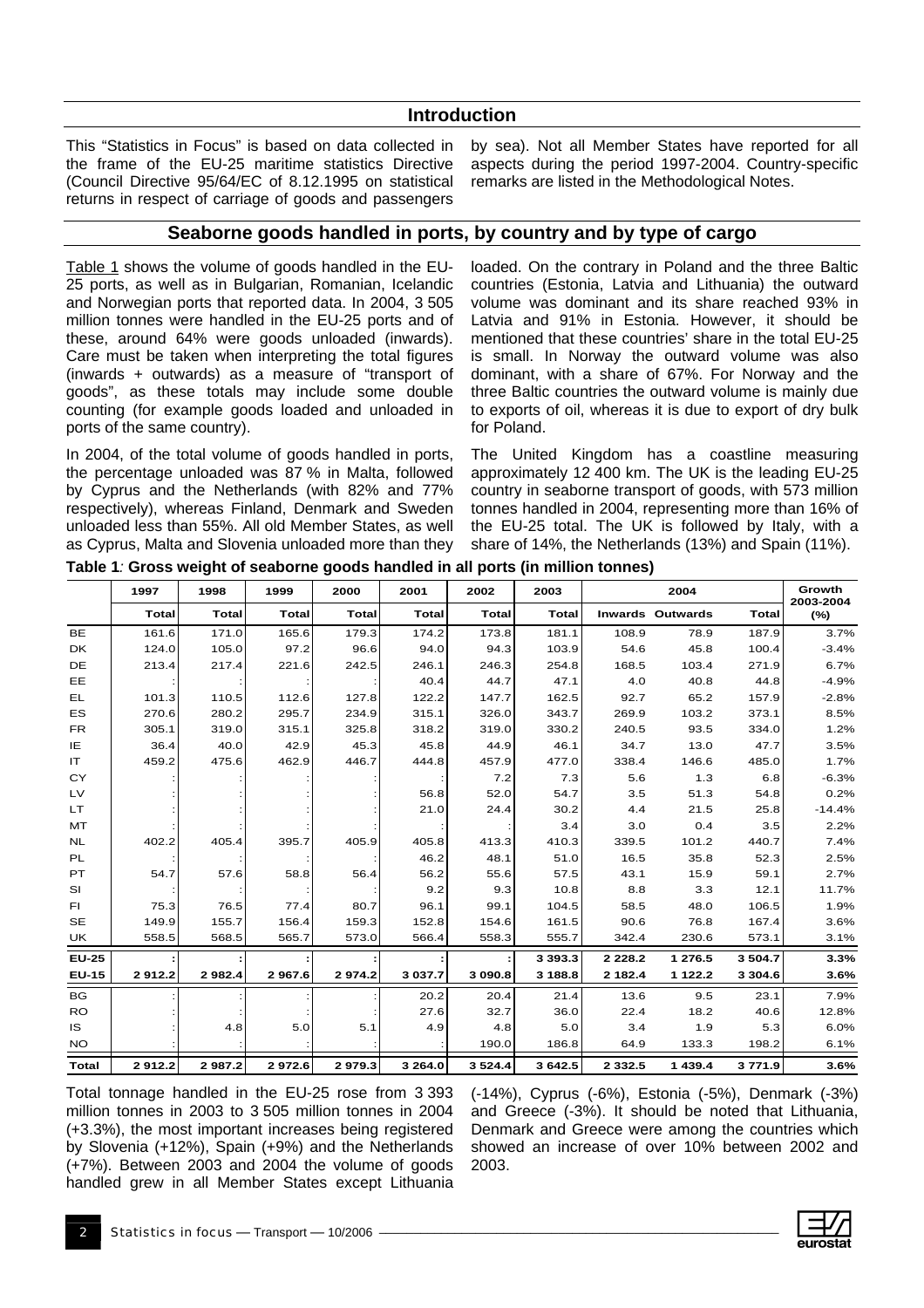## Introduction

This "Statistics in Focus" is based on data collected in the frame of the EU-25 maritime statistics Directive (Council Directive 95/64/EC of 8.12.1995 on statistical returns in respect of carriage of goods and passengers by sea). Not all Member States have reported for all aspects during the period 1997-2004. Country-specific remarks are listed in the Methodological Notes.

## Seaborne goods handled in ports, by country and by type of cargo

Table 1 shows the volume of goods handled in the EU-25 ports, as well as in Bulgarian, Romanian, Icelandic and Norwegian ports that reported data. In 2004, 3 505 million tonnes were handled in the EU-25 ports and of these, around 64% were goods unloaded (inwards). Care must be taken when interpreting the total figures (inwards + outwards) as a measure of "transport of goods", as these totals may include some double counting (for example goods loaded and unloaded in ports of the same country).

In 2004, of the total volume of goods handled in ports, the percentage unloaded was 87 % in Malta, followed by Cyprus and the Netherlands (with 82% and 77% respectively), whereas Finland, Denmark and Sweden unloaded less than 55%. All old Member States, as well as Cyprus, Malta and Slovenia unloaded more than they loaded. On the contrary in Poland and the three Baltic countries (Estonia, Latvia and Lithuania) the outward volume was dominant and its share reached 93% in Latvia and 91% in Estonia. However, it should be mentioned that these countries' share in the total EU-25 is small. In Norway the outward volume was also dominant, with a share of 67%. For Norway and the three Baltic countries the outward volume is mainly due to exports of oil, whereas it is due to export of dry bulk for Poland.

The United Kingdom has a coastline measuring approximately 12 400 km. The UK is the leading EU-25 country in seaborne transport of goods, with 573 million tonnes handled in 2004, representing more than 16% of the EU-25 total. The UK is followed by Italy, with a share of 14%, the Netherlands (13%) and Spain (11%).

**Table 1**: **Gross weight of seaborne goods handled in all ports (in million tonnes)**

| | 1997 | 1998 | 1999 | 2000 | 2001 | 2002 | 2003 | 2004 | | | Growth 2003-2004 |
|---|---|---|---|---|---|---|---|---|---|---|---|
| | Total | Total | Total | Total | Total | Total | Total | Inwards | Outwards | Total | (%) |
| BE | 161.6 | 171.0 | 165.6 | 179.3 | 174.2 | 173.8 | 181.1 | 108.9 | 78.9 | 187.9 | 3.7% |
| DK | 124.0 | 105.0 | 97.2 | 96.6 | 94.0 | 94.3 | 103.9 | 54.6 | 45.8 | 100.4 | -3.4% |
| DE | 213.4 | 217.4 | 221.6 | 242.5 | 246.1 | 246.3 | 254.8 | 168.5 | 103.4 | 271.9 | 6.7% |
| EE | : | : | : | : | 40.4 | 44.7 | 47.1 | 4.0 | 40.8 | 44.8 | -4.9% |
| EL | 101.3 | 110.5 | 112.6 | 127.8 | 122.2 | 147.7 | 162.5 | 92.7 | 65.2 | 157.9 | -2.8% |
| ES | 270.6 | 280.2 | 295.7 | 234.9 | 315.1 | 326.0 | 343.7 | 269.9 | 103.2 | 373.1 | 8.5% |
| FR | 305.1 | 319.0 | 315.1 | 325.8 | 318.2 | 319.0 | 330.2 | 240.5 | 93.5 | 334.0 | 1.2% |
| IE | 36.4 | 40.0 | 42.9 | 45.3 | 45.8 | 44.9 | 46.1 | 34.7 | 13.0 | 47.7 | 3.5% |
| IT | 459.2 | 475.6 | 462.9 | 446.7 | 444.8 | 457.9 | 477.0 | 338.4 | 146.6 | 485.0 | 1.7% |
| CY | : | : | : | : | : | 7.2 | 7.3 | 5.6 | 1.3 | 6.8 | -6.3% |
| LV | : | : | : | : | 56.8 | 52.0 | 54.7 | 3.5 | 51.3 | 54.8 | 0.2% |
| LT | : | : | : | : | 21.0 | 24.4 | 30.2 | 4.4 | 21.5 | 25.8 | -14.4% |
| MT | : | : | : | : | : | : | 3.4 | 3.0 | 0.4 | 3.5 | 2.2% |
| NL | 402.2 | 405.4 | 395.7 | 405.9 | 405.8 | 413.3 | 410.3 | 339.5 | 101.2 | 440.7 | 7.4% |
| PL | : | : | : | : | 46.2 | 48.1 | 51.0 | 16.5 | 35.8 | 52.3 | 2.5% |
| PT | 54.7 | 57.6 | 58.8 | 56.4 | 56.2 | 55.6 | 57.5 | 43.1 | 15.9 | 59.1 | 2.7% |
| SI | : | : | : | : | 9.2 | 9.3 | 10.8 | 8.8 | 3.3 | 12.1 | 11.7% |
| FI | 75.3 | 76.5 | 77.4 | 80.7 | 96.1 | 99.1 | 104.5 | 58.5 | 48.0 | 106.5 | 1.9% |
| SE | 149.9 | 155.7 | 156.4 | 159.3 | 152.8 | 154.6 | 161.5 | 90.6 | 76.8 | 167.4 | 3.6% |
| UK | 558.5 | 568.5 | 565.7 | 573.0 | 566.4 | 558.3 | 555.7 | 342.4 | 230.6 | 573.1 | 3.1% |
| **EU-25** | **:** | **:** | **:** | **:** | **:** | **:** | **3 393.3** | **2 228.2** | **1 276.5** | **3 504.7** | **3.3%** |
| **EU-15** | **2 912.2** | **2 982.4** | **2 967.6** | **2 974.2** | **3 037.7** | **3 090.8** | **3 188.8** | **2 182.4** | **1 122.2** | **3 304.6** | **3.6%** |
| BG | : | : | : | : | 20.2 | 20.4 | 21.4 | 13.6 | 9.5 | 23.1 | 7.9% |
| RO | : | : | : | : | 27.6 | 32.7 | 36.0 | 22.4 | 18.2 | 40.6 | 12.8% |
| IS | : | 4.8 | 5.0 | 5.1 | 4.9 | 4.8 | 5.0 | 3.4 | 1.9 | 5.3 | 6.0% |
| NO | : | : | : | : | : | 190.0 | 186.8 | 64.9 | 133.3 | 198.2 | 6.1% |
| **Total** | **2 912.2** | **2 987.2** | **2 972.6** | **2 979.3** | **3 264.0** | **3 524.4** | **3 642.5** | **2 332.5** | **1 439.4** | **3 771.9** | **3.6%** |

Total tonnage handled in the EU-25 rose from 3 393 million tonnes in 2003 to 3 505 million tonnes in 2004 (+3.3%), the most important increases being registered by Slovenia (+12%), Spain (+9%) and the Netherlands (+7%). Between 2003 and 2004 the volume of goods handled grew in all Member States except Lithuania (-14%), Cyprus (-6%), Estonia (-5%), Denmark (-3%) and Greece (-3%). It should be noted that Lithuania, Denmark and Greece were among the countries which showed an increase of over 10% between 2002 and 2003.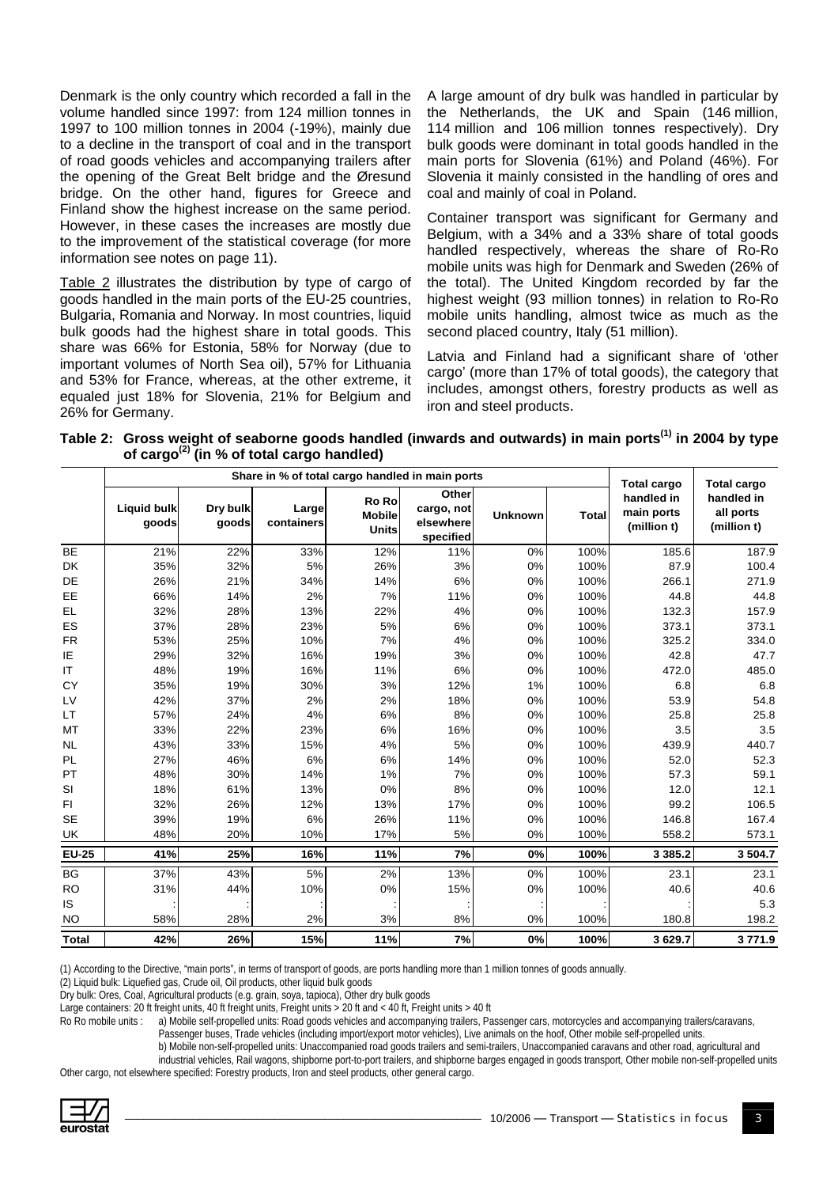Denmark is the only country which recorded a fall in the volume handled since 1997: from 124 million tonnes in 1997 to 100 million tonnes in 2004 (-19%), mainly due to a decline in the transport of coal and in the transport of road goods vehicles and accompanying trailers after the opening of the Great Belt bridge and the Øresund bridge. On the other hand, figures for Greece and Finland show the highest increase on the same period. However, in these cases the increases are mostly due to the improvement of the statistical coverage (for more information see notes on page 11).

Table 2 illustrates the distribution by type of cargo of goods handled in the main ports of the EU-25 countries, Bulgaria, Romania and Norway. In most countries, liquid bulk goods had the highest share in total goods. This share was 66% for Estonia, 58% for Norway (due to important volumes of North Sea oil), 57% for Lithuania and 53% for France, whereas, at the other extreme, it equaled just 18% for Slovenia, 21% for Belgium and 26% for Germany.

A large amount of dry bulk was handled in particular by the Netherlands, the UK and Spain (146 million, 114 million and 106 million tonnes respectively). Dry bulk goods were dominant in total goods handled in the main ports for Slovenia (61%) and Poland (46%). For Slovenia it mainly consisted in the handling of ores and coal and mainly of coal in Poland.

Container transport was significant for Germany and Belgium, with a 34% and a 33% share of total goods handled respectively, whereas the share of Ro-Ro mobile units was high for Denmark and Sweden (26% of the total). The United Kingdom recorded by far the highest weight (93 million tonnes) in relation to Ro-Ro mobile units handling, almost twice as much as the second placed country, Italy (51 million).

Latvia and Finland had a significant share of 'other cargo' (more than 17% of total goods), the category that includes, amongst others, forestry products as well as iron and steel products.

**Table 2: Gross weight of seaborne goods handled (inwards and outwards) in main ports[(1)] in 2004 by type of cargo[(2)] (in % of total cargo handled)**

| | Share in % of total cargo handled in main ports | | | | | | | Total cargo handled in main ports (million t) | Total cargo handled in all ports (million t) |
|---|---|---|---|---|---|---|---|---|---|
| | Liquid bulk goods | Dry bulk goods | Large containers | Ro Ro Mobile Units | Other cargo, not elsewhere specified | Unknown | Total | | |
| BE | 21% | 22% | 33% | 12% | 11% | 0% | 100% | 185.6 | 187.9 |
| DK | 35% | 32% | 5% | 26% | 3% | 0% | 100% | 87.9 | 100.4 |
| DE | 26% | 21% | 34% | 14% | 6% | 0% | 100% | 266.1 | 271.9 |
| EE | 66% | 14% | 2% | 7% | 11% | 0% | 100% | 44.8 | 44.8 |
| EL | 32% | 28% | 13% | 22% | 4% | 0% | 100% | 132.3 | 157.9 |
| ES | 37% | 28% | 23% | 5% | 6% | 0% | 100% | 373.1 | 373.1 |
| FR | 53% | 25% | 10% | 7% | 4% | 0% | 100% | 325.2 | 334.0 |
| IE | 29% | 32% | 16% | 19% | 3% | 0% | 100% | 42.8 | 47.7 |
| IT | 48% | 19% | 16% | 11% | 6% | 0% | 100% | 472.0 | 485.0 |
| CY | 35% | 19% | 30% | 3% | 12% | 1% | 100% | 6.8 | 6.8 |
| LV | 42% | 37% | 2% | 2% | 18% | 0% | 100% | 53.9 | 54.8 |
| LT | 57% | 24% | 4% | 6% | 8% | 0% | 100% | 25.8 | 25.8 |
| MT | 33% | 22% | 23% | 6% | 16% | 0% | 100% | 3.5 | 3.5 |
| NL | 43% | 33% | 15% | 4% | 5% | 0% | 100% | 439.9 | 440.7 |
| PL | 27% | 46% | 6% | 6% | 14% | 0% | 100% | 52.0 | 52.3 |
| PT | 48% | 30% | 14% | 1% | 7% | 0% | 100% | 57.3 | 59.1 |
| SI | 18% | 61% | 13% | 0% | 8% | 0% | 100% | 12.0 | 12.1 |
| FI | 32% | 26% | 12% | 13% | 17% | 0% | 100% | 99.2 | 106.5 |
| SE | 39% | 19% | 6% | 26% | 11% | 0% | 100% | 146.8 | 167.4 |
| UK | 48% | 20% | 10% | 17% | 5% | 0% | 100% | 558.2 | 573.1 |
| **EU-25** | **41%** | **25%** | **16%** | **11%** | **7%** | **0%** | **100%** | **3 385.2** | **3 504.7** |
| BG | 37% | 43% | 5% | 2% | 13% | 0% | 100% | 23.1 | 23.1 |
| RO | 31% | 44% | 10% | 0% | 15% | 0% | 100% | 40.6 | 40.6 |
| IS | : | : | : | : | : | : | : | : | 5.3 |
| NO | 58% | 28% | 2% | 3% | 8% | 0% | 100% | 180.8 | 198.2 |
| **Total** | **42%** | **26%** | **15%** | **11%** | **7%** | **0%** | **100%** | **3 629.7** | **3 771.9** |

(1) According to the Directive, "main ports", in terms of transport of goods, are ports handling more than 1 million tonnes of goods annually.

(2) Liquid bulk: Liquefied gas, Crude oil, Oil products, other liquid bulk goods

Dry bulk: Ores, Coal, Agricultural products (e.g. grain, soya, tapioca), Other dry bulk goods

Large containers: 20 ft freight units, 40 ft freight units, Freight units > 20 ft and < 40 ft, Freight units > 40 ft

Ro Ro mobile units : a) Mobile self-propelled units: Road goods vehicles and accompanying trailers, Passenger cars, motorcycles and accompanying trailers/caravans, Passenger buses, Trade vehicles (including import/export motor vehicles), Live animals on the hoof, Other mobile self-propelled units.
b) Mobile non-self-propelled units: Unaccompanied road goods trailers and semi-trailers, Unaccompanied caravans and other road, agricultural and industrial vehicles, Rail wagons, shipborne port-to-port trailers, and shipborne barges engaged in goods transport, Other mobile non-self-propelled units

Other cargo, not elsewhere specified: Forestry products, Iron and steel products, other general cargo.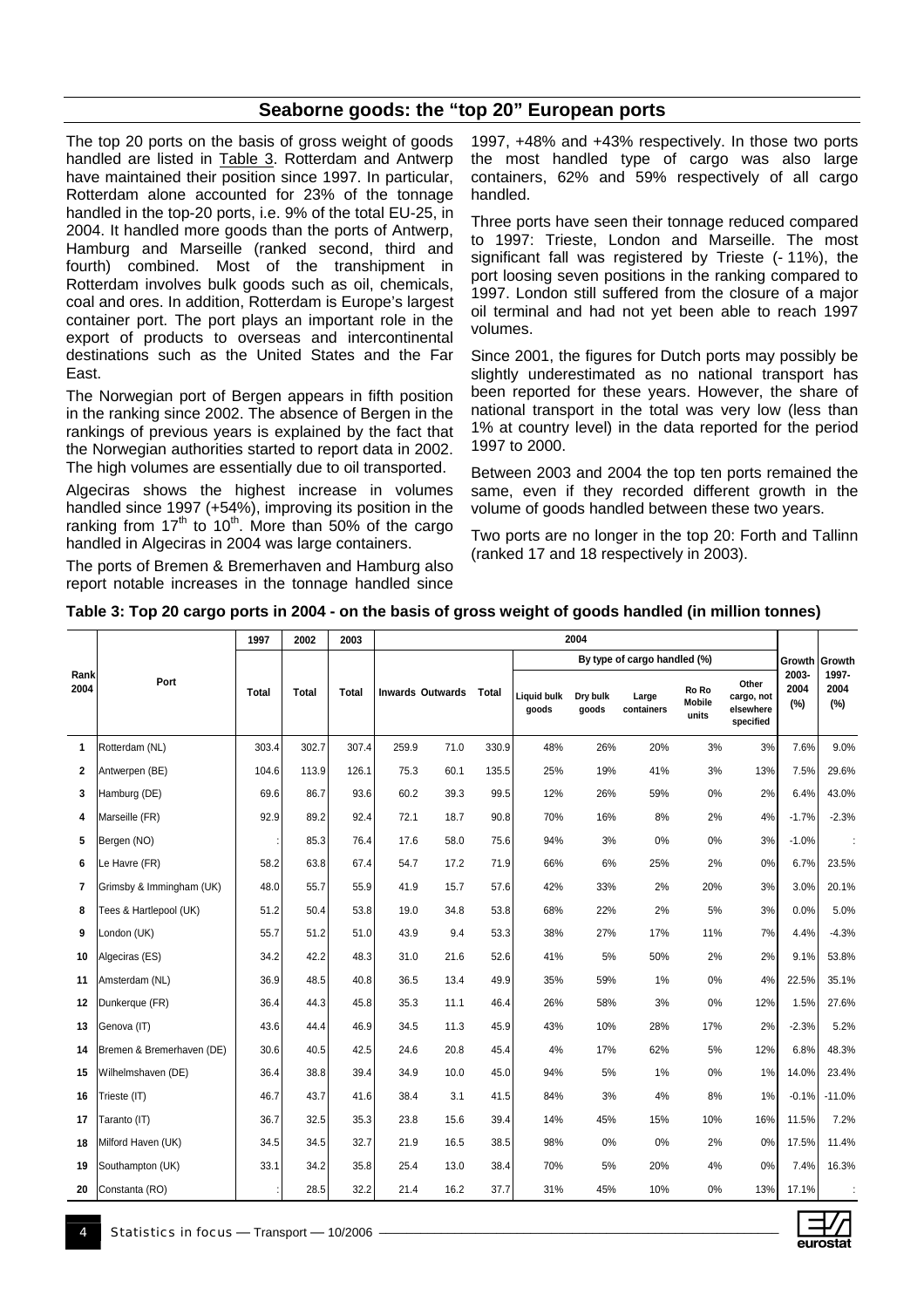## Seaborne goods: the "top 20" European ports

The top 20 ports on the basis of gross weight of goods handled are listed in Table 3. Rotterdam and Antwerp have maintained their position since 1997. In particular, Rotterdam alone accounted for 23% of the tonnage handled in the top-20 ports, i.e. 9% of the total EU-25, in 2004. It handled more goods than the ports of Antwerp, Hamburg and Marseille (ranked second, third and fourth) combined. Most of the transhipment in Rotterdam involves bulk goods such as oil, chemicals, coal and ores. In addition, Rotterdam is Europe's largest container port. The port plays an important role in the export of products to overseas and intercontinental destinations such as the United States and the Far East.

The Norwegian port of Bergen appears in fifth position in the ranking since 2002. The absence of Bergen in the rankings of previous years is explained by the fact that the Norwegian authorities started to report data in 2002. The high volumes are essentially due to oil transported.

Algeciras shows the highest increase in volumes handled since 1997 (+54%), improving its position in the ranking from 17th to 10th. More than 50% of the cargo handled in Algeciras in 2004 was large containers.

The ports of Bremen & Bremerhaven and Hamburg also report notable increases in the tonnage handled since 1997, +48% and +43% respectively. In those two ports the most handled type of cargo was also large containers, 62% and 59% respectively of all cargo handled.

Three ports have seen their tonnage reduced compared to 1997: Trieste, London and Marseille. The most significant fall was registered by Trieste (- 11%), the port loosing seven positions in the ranking compared to 1997. London still suffered from the closure of a major oil terminal and had not yet been able to reach 1997 volumes.

Since 2001, the figures for Dutch ports may possibly be slightly underestimated as no national transport has been reported for these years. However, the share of national transport in the total was very low (less than 1% at country level) in the data reported for the period 1997 to 2000.

Between 2003 and 2004 the top ten ports remained the same, even if they recorded different growth in the volume of goods handled between these two years.

Two ports are no longer in the top 20: Forth and Tallinn (ranked 17 and 18 respectively in 2003).

**Table 3: Top 20 cargo ports in 2004 - on the basis of gross weight of goods handled (in million tonnes)**

| Rank 2004 | Port | 1997 | 2002 | 2003 | 2004 | | | | | | | | | Growth | Growth |
|---|---|---|---|---|---|---|---|---|---|---|---|---|---|---|---|
| | | | | | | | | By type of cargo handled (%) | | | | | | | |
| | | Total | Total | Total | Inwards | Outwards | Total | Liquid bulk goods | Dry bulk goods | Large containers | Ro Ro Mobile units | Other cargo, not elsewhere specified | | 2003-2004 (%) | 1997-2004 (%) |
| 1 | Rotterdam (NL) | 303.4 | 302.7 | 307.4 | 259.9 | 71.0 | 330.9 | 48% | 26% | 20% | 3% | 3% | | 7.6% | 9.0% |
| 2 | Antwerpen (BE) | 104.6 | 113.9 | 126.1 | 75.3 | 60.1 | 135.5 | 25% | 19% | 41% | 3% | 13% | | 7.5% | 29.6% |
| 3 | Hamburg (DE) | 69.6 | 86.7 | 93.6 | 60.2 | 39.3 | 99.5 | 12% | 26% | 59% | 0% | 2% | | 6.4% | 43.0% |
| 4 | Marseille (FR) | 92.9 | 89.2 | 92.4 | 72.1 | 18.7 | 90.8 | 70% | 16% | 8% | 2% | 4% | | -1.7% | -2.3% |
| 5 | Bergen (NO) | : | 85.3 | 76.4 | 17.6 | 58.0 | 75.6 | 94% | 3% | 0% | 0% | 3% | | -1.0% | : |
| 6 | Le Havre (FR) | 58.2 | 63.8 | 67.4 | 54.7 | 17.2 | 71.9 | 66% | 6% | 25% | 2% | 0% | | 6.7% | 23.5% |
| 7 | Grimsby & Immingham (UK) | 48.0 | 55.7 | 55.9 | 41.9 | 15.7 | 57.6 | 42% | 33% | 2% | 20% | 3% | | 3.0% | 20.1% |
| 8 | Tees & Hartlepool (UK) | 51.2 | 50.4 | 53.8 | 19.0 | 34.8 | 53.8 | 68% | 22% | 2% | 5% | 3% | | 0.0% | 5.0% |
| 9 | London (UK) | 55.7 | 51.2 | 51.0 | 43.9 | 9.4 | 53.3 | 38% | 27% | 17% | 11% | 7% | | 4.4% | -4.3% |
| 10 | Algeciras (ES) | 34.2 | 42.2 | 48.3 | 31.0 | 21.6 | 52.6 | 41% | 5% | 50% | 2% | 2% | | 9.1% | 53.8% |
| 11 | Amsterdam (NL) | 36.9 | 48.5 | 40.8 | 36.5 | 13.4 | 49.9 | 35% | 59% | 1% | 0% | 4% | | 22.5% | 35.1% |
| 12 | Dunkerque (FR) | 36.4 | 44.3 | 45.8 | 35.3 | 11.1 | 46.4 | 26% | 58% | 3% | 0% | 12% | | 1.5% | 27.6% |
| 13 | Genova (IT) | 43.6 | 44.4 | 46.9 | 34.5 | 11.3 | 45.9 | 43% | 10% | 28% | 17% | 2% | | -2.3% | 5.2% |
| 14 | Bremen & Bremerhaven (DE) | 30.6 | 40.5 | 42.5 | 24.6 | 20.8 | 45.4 | 4% | 17% | 62% | 5% | 12% | | 6.8% | 48.3% |
| 15 | Wilhelmshaven (DE) | 36.4 | 38.8 | 39.4 | 34.9 | 10.0 | 45.0 | 94% | 5% | 1% | 0% | 1% | | 14.0% | 23.4% |
| 16 | Trieste (IT) | 46.7 | 43.7 | 41.6 | 38.4 | 3.1 | 41.5 | 84% | 3% | 4% | 8% | 1% | | -0.1% | -11.0% |
| 17 | Taranto (IT) | 36.7 | 32.5 | 35.3 | 23.8 | 15.6 | 39.4 | 14% | 45% | 15% | 10% | 16% | | 11.5% | 7.2% |
| 18 | Milford Haven (UK) | 34.5 | 34.5 | 32.7 | 21.9 | 16.5 | 38.5 | 98% | 0% | 0% | 2% | 0% | | 17.5% | 11.4% |
| 19 | Southampton (UK) | 33.1 | 34.2 | 35.8 | 25.4 | 13.0 | 38.4 | 70% | 5% | 20% | 4% | 0% | | 7.4% | 16.3% |
| 20 | Constanta (RO) | : | 28.5 | 32.2 | 21.4 | 16.2 | 37.7 | 31% | 45% | 10% | 0% | 13% | | 17.1% | : |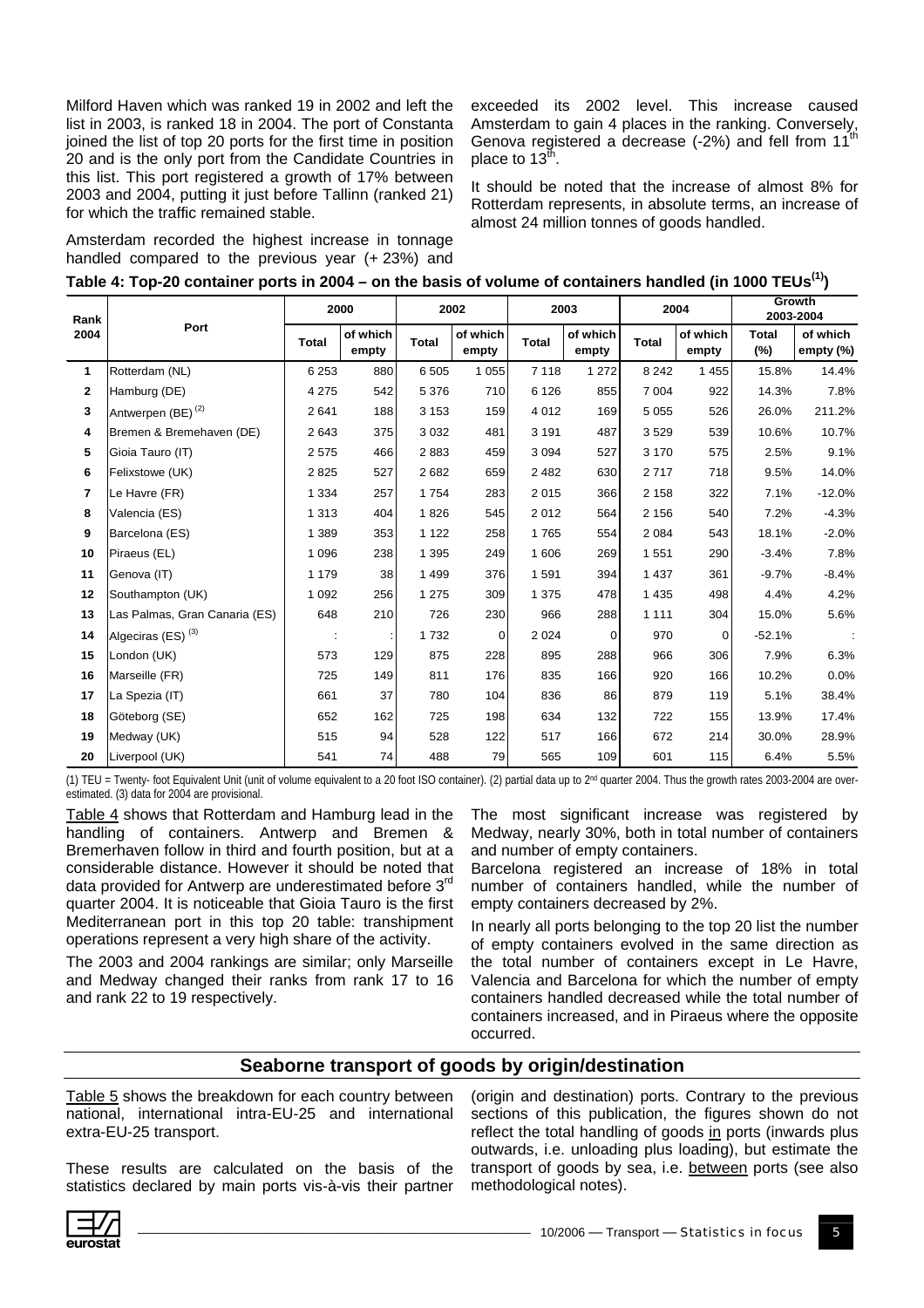Milford Haven which was ranked 19 in 2002 and left the list in 2003, is ranked 18 in 2004. The port of Constanta joined the list of top 20 ports for the first time in position 20 and is the only port from the Candidate Countries in this list. This port registered a growth of 17% between 2003 and 2004, putting it just before Tallinn (ranked 21) for which the traffic remained stable.

Amsterdam recorded the highest increase in tonnage handled compared to the previous year (+ 23%) and exceeded its 2002 level. This increase caused Amsterdam to gain 4 places in the ranking. Conversely, Genova registered a decrease (-2%) and fell from 11[th] place to 13[th].

It should be noted that the increase of almost 8% for Rotterdam represents, in absolute terms, an increase of almost 24 million tonnes of goods handled.

**Table 4: Top-20 container ports in 2004 – on the basis of volume of containers handled (in 1000 TEUs[(1)])**

| Rank 2004 | Port | 2000 | | 2002 | | 2003 | | 2004 | | Growth 2003-2004 | |
|---|---|---|---|---|---|---|---|---|---|---|---|
| | | Total | of which empty | Total | of which empty | Total | of which empty | Total | of which empty | Total (%) | of which empty (%) |
| 1 | Rotterdam (NL) | 6 253 | 880 | 6 505 | 1 055 | 7 118 | 1 272 | 8 242 | 1 455 | 15.8% | 14.4% |
| 2 | Hamburg (DE) | 4 275 | 542 | 5 376 | 710 | 6 126 | 855 | 7 004 | 922 | 14.3% | 7.8% |
| 3 | Antwerpen (BE) [(2)] | 2 641 | 188 | 3 153 | 159 | 4 012 | 169 | 5 055 | 526 | 26.0% | 211.2% |
| 4 | Bremen & Bremehaven (DE) | 2 643 | 375 | 3 032 | 481 | 3 191 | 487 | 3 529 | 539 | 10.6% | 10.7% |
| 5 | Gioia Tauro (IT) | 2 575 | 466 | 2 883 | 459 | 3 094 | 527 | 3 170 | 575 | 2.5% | 9.1% |
| 6 | Felixstowe (UK) | 2 825 | 527 | 2 682 | 659 | 2 482 | 630 | 2 717 | 718 | 9.5% | 14.0% |
| 7 | Le Havre (FR) | 1 334 | 257 | 1 754 | 283 | 2 015 | 366 | 2 158 | 322 | 7.1% | -12.0% |
| 8 | Valencia (ES) | 1 313 | 404 | 1 826 | 545 | 2 012 | 564 | 2 156 | 540 | 7.2% | -4.3% |
| 9 | Barcelona (ES) | 1 389 | 353 | 1 122 | 258 | 1 765 | 554 | 2 084 | 543 | 18.1% | -2.0% |
| 10 | Piraeus (EL) | 1 096 | 238 | 1 395 | 249 | 1 606 | 269 | 1 551 | 290 | -3.4% | 7.8% |
| 11 | Genova (IT) | 1 179 | 38 | 1 499 | 376 | 1 591 | 394 | 1 437 | 361 | -9.7% | -8.4% |
| 12 | Southampton (UK) | 1 092 | 256 | 1 275 | 309 | 1 375 | 478 | 1 435 | 498 | 4.4% | 4.2% |
| 13 | Las Palmas, Gran Canaria (ES) | 648 | 210 | 726 | 230 | 966 | 288 | 1 111 | 304 | 15.0% | 5.6% |
| 14 | Algeciras (ES) [(3)] | : | : | 1 732 | 0 | 2 024 | 0 | 970 | 0 | -52.1% | : |
| 15 | London (UK) | 573 | 129 | 875 | 228 | 895 | 288 | 966 | 306 | 7.9% | 6.3% |
| 16 | Marseille (FR) | 725 | 149 | 811 | 176 | 835 | 166 | 920 | 166 | 10.2% | 0.0% |
| 17 | La Spezia (IT) | 661 | 37 | 780 | 104 | 836 | 86 | 879 | 119 | 5.1% | 38.4% |
| 18 | Göteborg (SE) | 652 | 162 | 725 | 198 | 634 | 132 | 722 | 155 | 13.9% | 17.4% |
| 19 | Medway (UK) | 515 | 94 | 528 | 122 | 517 | 166 | 672 | 214 | 30.0% | 28.9% |
| 20 | Liverpool (UK) | 541 | 74 | 488 | 79 | 565 | 109 | 601 | 115 | 6.4% | 5.5% |

(1) TEU = Twenty- foot Equivalent Unit (unit of volume equivalent to a 20 foot ISO container). (2) partial data up to 2[nd] quarter 2004. Thus the growth rates 2003-2004 are over-estimated. (3) data for 2004 are provisional.

Table 4 shows that Rotterdam and Hamburg lead in the handling of containers. Antwerp and Bremen & Bremerhaven follow in third and fourth position, but at a considerable distance. However it should be noted that data provided for Antwerp are underestimated before 3[rd] quarter 2004. It is noticeable that Gioia Tauro is the first Mediterranean port in this top 20 table: transhipment operations represent a very high share of the activity.

The 2003 and 2004 rankings are similar; only Marseille and Medway changed their ranks from rank 17 to 16 and rank 22 to 19 respectively.

The most significant increase was registered by Medway, nearly 30%, both in total number of containers and number of empty containers.

Barcelona registered an increase of 18% in total number of containers handled, while the number of empty containers decreased by 2%.

In nearly all ports belonging to the top 20 list the number of empty containers evolved in the same direction as the total number of containers except in Le Havre, Valencia and Barcelona for which the number of empty containers handled decreased while the total number of containers increased, and in Piraeus where the opposite occurred.

## Seaborne transport of goods by origin/destination

Table 5 shows the breakdown for each country between national, international intra-EU-25 and international extra-EU-25 transport.

These results are calculated on the basis of the statistics declared by main ports vis-à-vis their partner (origin and destination) ports. Contrary to the previous sections of this publication, the figures shown do not reflect the total handling of goods in ports (inwards plus outwards, i.e. unloading plus loading), but estimate the transport of goods by sea, i.e. between ports (see also methodological notes).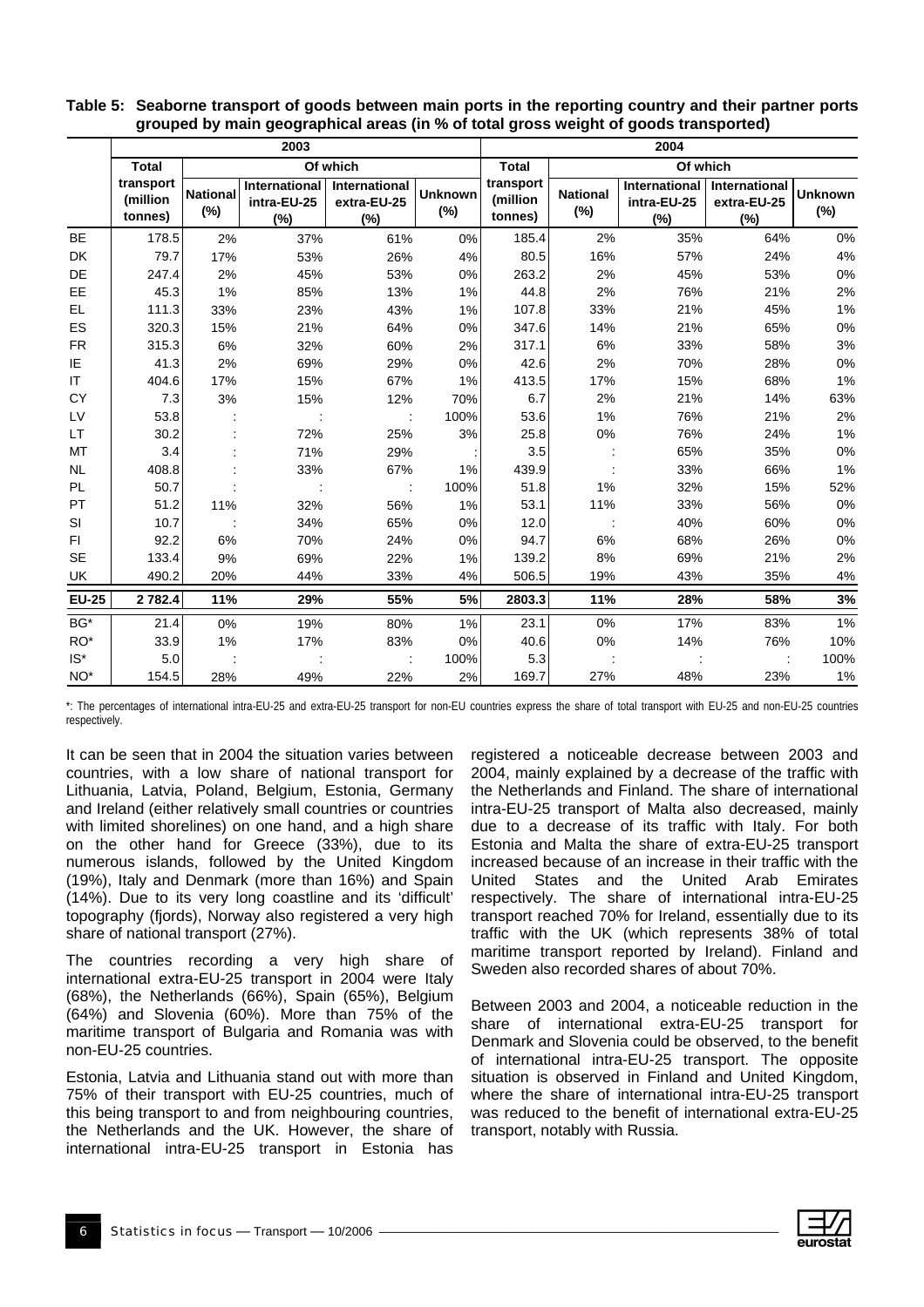**Table 5: Seaborne transport of goods between main ports in the reporting country and their partner ports grouped by main geographical areas (in % of total gross weight of goods transported)**

| | 2003 | | | | | 2004 | | | | |
|---|---|---|---|---|---|---|---|---|---|---|
| | Total | Of which | | | | Total | Of which | | | |
| | transport (million tonnes) | National (%) | International intra-EU-25 (%) | International extra-EU-25 (%) | Unknown (%) | transport (million tonnes) | National (%) | International intra-EU-25 (%) | International extra-EU-25 (%) | Unknown (%) |
| BE | 178.5 | 2% | 37% | 61% | 0% | 185.4 | 2% | 35% | 64% | 0% |
| DK | 79.7 | 17% | 53% | 26% | 4% | 80.5 | 16% | 57% | 24% | 4% |
| DE | 247.4 | 2% | 45% | 53% | 0% | 263.2 | 2% | 45% | 53% | 0% |
| EE | 45.3 | 1% | 85% | 13% | 1% | 44.8 | 2% | 76% | 21% | 2% |
| EL | 111.3 | 33% | 23% | 43% | 1% | 107.8 | 33% | 21% | 45% | 1% |
| ES | 320.3 | 15% | 21% | 64% | 0% | 347.6 | 14% | 21% | 65% | 0% |
| FR | 315.3 | 6% | 32% | 60% | 2% | 317.1 | 6% | 33% | 58% | 3% |
| IE | 41.3 | 2% | 69% | 29% | 0% | 42.6 | 2% | 70% | 28% | 0% |
| IT | 404.6 | 17% | 15% | 67% | 1% | 413.5 | 17% | 15% | 68% | 1% |
| CY | 7.3 | 3% | 15% | 12% | 70% | 6.7 | 2% | 21% | 14% | 63% |
| LV | 53.8 | : | : | : | 100% | 53.6 | 1% | 76% | 21% | 2% |
| LT | 30.2 | : | 72% | 25% | 3% | 25.8 | 0% | 76% | 24% | 1% |
| MT | 3.4 | : | 71% | 29% | : | 3.5 | : | 65% | 35% | 0% |
| NL | 408.8 | : | 33% | 67% | 1% | 439.9 | : | 33% | 66% | 1% |
| PL | 50.7 | : | : | : | 100% | 51.8 | 1% | 32% | 15% | 52% |
| PT | 51.2 | 11% | 32% | 56% | 1% | 53.1 | 11% | 33% | 56% | 0% |
| SI | 10.7 | : | 34% | 65% | 0% | 12.0 | : | 40% | 60% | 0% |
| FI | 92.2 | 6% | 70% | 24% | 0% | 94.7 | 6% | 68% | 26% | 0% |
| SE | 133.4 | 9% | 69% | 22% | 1% | 139.2 | 8% | 69% | 21% | 2% |
| UK | 490.2 | 20% | 44% | 33% | 4% | 506.5 | 19% | 43% | 35% | 4% |
| **EU-25** | **2 782.4** | **11%** | **29%** | **55%** | **5%** | **2803.3** | **11%** | **28%** | **58%** | **3%** |
| BG* | 21.4 | 0% | 19% | 80% | 1% | 23.1 | 0% | 17% | 83% | 1% |
| RO* | 33.9 | 1% | 17% | 83% | 0% | 40.6 | 0% | 14% | 76% | 10% |
| IS* | 5.0 | : | : | : | 100% | 5.3 | : | : | : | 100% |
| NO* | 154.5 | 28% | 49% | 22% | 2% | 169.7 | 27% | 48% | 23% | 1% |

*: The percentages of international intra-EU-25 and extra-EU-25 transport for non-EU countries express the share of total transport with EU-25 and non-EU-25 countries respectively.

It can be seen that in 2004 the situation varies between countries, with a low share of national transport for Lithuania, Latvia, Poland, Belgium, Estonia, Germany and Ireland (either relatively small countries or countries with limited shorelines) on one hand, and a high share on the other hand for Greece (33%), due to its numerous islands, followed by the United Kingdom (19%), Italy and Denmark (more than 16%) and Spain (14%). Due to its very long coastline and its 'difficult' topography (fjords), Norway also registered a very high share of national transport (27%).

The countries recording a very high share of international extra-EU-25 transport in 2004 were Italy (68%), the Netherlands (66%), Spain (65%), Belgium (64%) and Slovenia (60%). More than 75% of the maritime transport of Bulgaria and Romania was with non-EU-25 countries.

Estonia, Latvia and Lithuania stand out with more than 75% of their transport with EU-25 countries, much of this being transport to and from neighbouring countries, the Netherlands and the UK. However, the share of international intra-EU-25 transport in Estonia has registered a noticeable decrease between 2003 and 2004, mainly explained by a decrease of the traffic with the Netherlands and Finland. The share of international intra-EU-25 transport of Malta also decreased, mainly due to a decrease of its traffic with Italy. For both Estonia and Malta the share of extra-EU-25 transport increased because of an increase in their traffic with the United States and the United Arab Emirates respectively. The share of international intra-EU-25 transport reached 70% for Ireland, essentially due to its traffic with the UK (which represents 38% of total maritime transport reported by Ireland). Finland and Sweden also recorded shares of about 70%.

Between 2003 and 2004, a noticeable reduction in the share of international extra-EU-25 transport for Denmark and Slovenia could be observed, to the benefit of international intra-EU-25 transport. The opposite situation is observed in Finland and United Kingdom, where the share of international intra-EU-25 transport was reduced to the benefit of international extra-EU-25 transport, notably with Russia.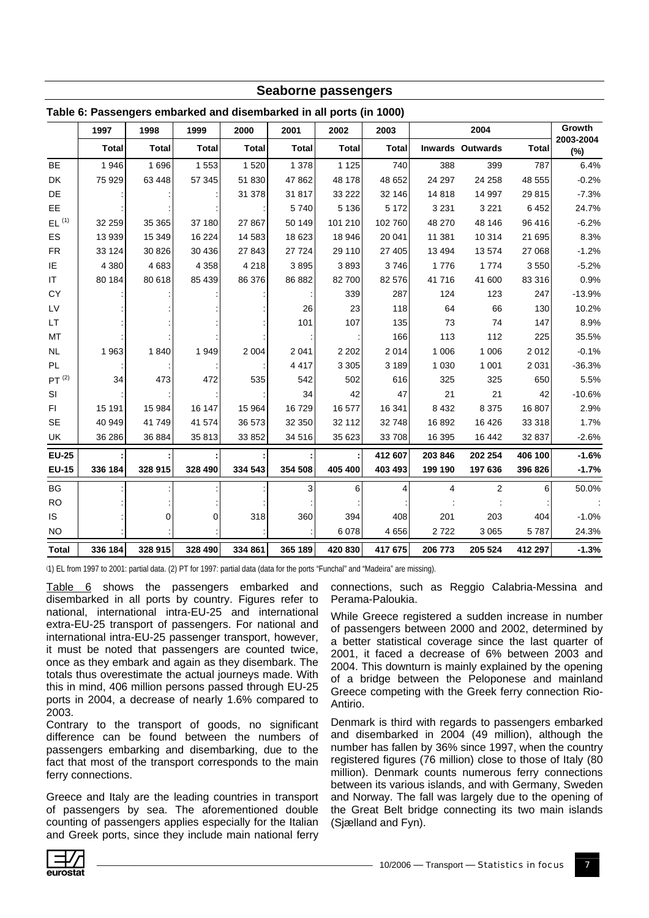## Seaborne passengers

**Table 6: Passengers embarked and disembarked in all ports (in 1000)**

| | 1997 | 1998 | 1999 | 2000 | 2001 | 2002 | 2003 | 2004 | | | Growth 2003-2004 (%) |
|---|---|---|---|---|---|---|---|---|---|---|---|
| | Total | Total | Total | Total | Total | Total | Total | Inwards | Outwards | Total | |
| BE | 1 946 | 1 696 | 1 553 | 1 520 | 1 378 | 1 125 | 740 | 388 | 399 | 787 | 6.4% |
| DK | 75 929 | 63 448 | 57 345 | 51 830 | 47 862 | 48 178 | 48 652 | 24 297 | 24 258 | 48 555 | -0.2% |
| DE | : | : | : | 31 378 | 31 817 | 33 222 | 32 146 | 14 818 | 14 997 | 29 815 | -7.3% |
| EE | : | : | : | : | 5 740 | 5 136 | 5 172 | 3 231 | 3 221 | 6 452 | 24.7% |
| EL (1) | 32 259 | 35 365 | 37 180 | 27 867 | 50 149 | 101 210 | 102 760 | 48 270 | 48 146 | 96 416 | -6.2% |
| ES | 13 939 | 15 349 | 16 224 | 14 583 | 18 623 | 18 946 | 20 041 | 11 381 | 10 314 | 21 695 | 8.3% |
| FR | 33 124 | 30 826 | 30 436 | 27 843 | 27 724 | 29 110 | 27 405 | 13 494 | 13 574 | 27 068 | -1.2% |
| IE | 4 380 | 4 683 | 4 358 | 4 218 | 3 895 | 3 893 | 3 746 | 1 776 | 1 774 | 3 550 | -5.2% |
| IT | 80 184 | 80 618 | 85 439 | 86 376 | 86 882 | 82 700 | 82 576 | 41 716 | 41 600 | 83 316 | 0.9% |
| CY | : | : | : | : | : | 339 | 287 | 124 | 123 | 247 | -13.9% |
| LV | : | : | : | : | 26 | 23 | 118 | 64 | 66 | 130 | 10.2% |
| LT | : | : | : | : | 101 | 107 | 135 | 73 | 74 | 147 | 8.9% |
| MT | : | : | : | : | : | : | 166 | 113 | 112 | 225 | 35.5% |
| NL | 1 963 | 1 840 | 1 949 | 2 004 | 2 041 | 2 202 | 2 014 | 1 006 | 1 006 | 2 012 | -0.1% |
| PL | : | : | : | : | 4 417 | 3 305 | 3 189 | 1 030 | 1 001 | 2 031 | -36.3% |
| PT (2) | 34 | 473 | 472 | 535 | 542 | 502 | 616 | 325 | 325 | 650 | 5.5% |
| SI | : | : | : | : | 34 | 42 | 47 | 21 | 21 | 42 | -10.6% |
| FI | 15 191 | 15 984 | 16 147 | 15 964 | 16 729 | 16 577 | 16 341 | 8 432 | 8 375 | 16 807 | 2.9% |
| SE | 40 949 | 41 749 | 41 574 | 36 573 | 32 350 | 32 112 | 32 748 | 16 892 | 16 426 | 33 318 | 1.7% |
| UK | 36 286 | 36 884 | 35 813 | 33 852 | 34 516 | 35 623 | 33 708 | 16 395 | 16 442 | 32 837 | -2.6% |
| **EU-25** | **:** | **:** | **:** | **:** | **:** | **:** | **412 607** | **203 846** | **202 254** | **406 100** | **-1.6%** |
| **EU-15** | **336 184** | **328 915** | **328 490** | **334 543** | **354 508** | **405 400** | **403 493** | **199 190** | **197 636** | **396 826** | **-1.7%** |
| BG | : | : | : | : | 3 | 6 | 4 | 4 | 2 | 6 | 50.0% |
| RO | : | : | : | : | : | : | : | : | : | : | : |
| IS | : | 0 | 0 | 318 | 360 | 394 | 408 | 201 | 203 | 404 | -1.0% |
| NO | : | : | : | : | : | 6 078 | 4 656 | 2 722 | 3 065 | 5 787 | 24.3% |
| **Total** | **336 184** | **328 915** | **328 490** | **334 861** | **365 189** | **420 830** | **417 675** | **206 773** | **205 524** | **412 297** | **-1.3%** |

(1) EL from 1997 to 2001: partial data. (2) PT for 1997: partial data (data for the ports "Funchal" and "Madeira" are missing).

Table 6 shows the passengers embarked and disembarked in all ports by country. Figures refer to national, international intra-EU-25 and international extra-EU-25 transport of passengers. For national and international intra-EU-25 passenger transport, however, it must be noted that passengers are counted twice, once as they embark and again as they disembark. The totals thus overestimate the actual journeys made. With this in mind, 406 million persons passed through EU-25 ports in 2004, a decrease of nearly 1.6% compared to 2003.

Contrary to the transport of goods, no significant difference can be found between the numbers of passengers embarking and disembarking, due to the fact that most of the transport corresponds to the main ferry connections.

Greece and Italy are the leading countries in transport of passengers by sea. The aforementioned double counting of passengers applies especially for the Italian and Greek ports, since they include main national ferry connections, such as Reggio Calabria-Messina and Perama-Paloukia.

While Greece registered a sudden increase in number of passengers between 2000 and 2002, determined by a better statistical coverage since the last quarter of 2001, it faced a decrease of 6% between 2003 and 2004. This downturn is mainly explained by the opening of a bridge between the Peloponese and mainland Greece competing with the Greek ferry connection Rio-Antirio.

Denmark is third with regards to passengers embarked and disembarked in 2004 (49 million), although the number has fallen by 36% since 1997, when the country registered figures (76 million) close to those of Italy (80 million). Denmark counts numerous ferry connections between its various islands, and with Germany, Sweden and Norway. The fall was largely due to the opening of the Great Belt bridge connecting its two main islands (Sjælland and Fyn).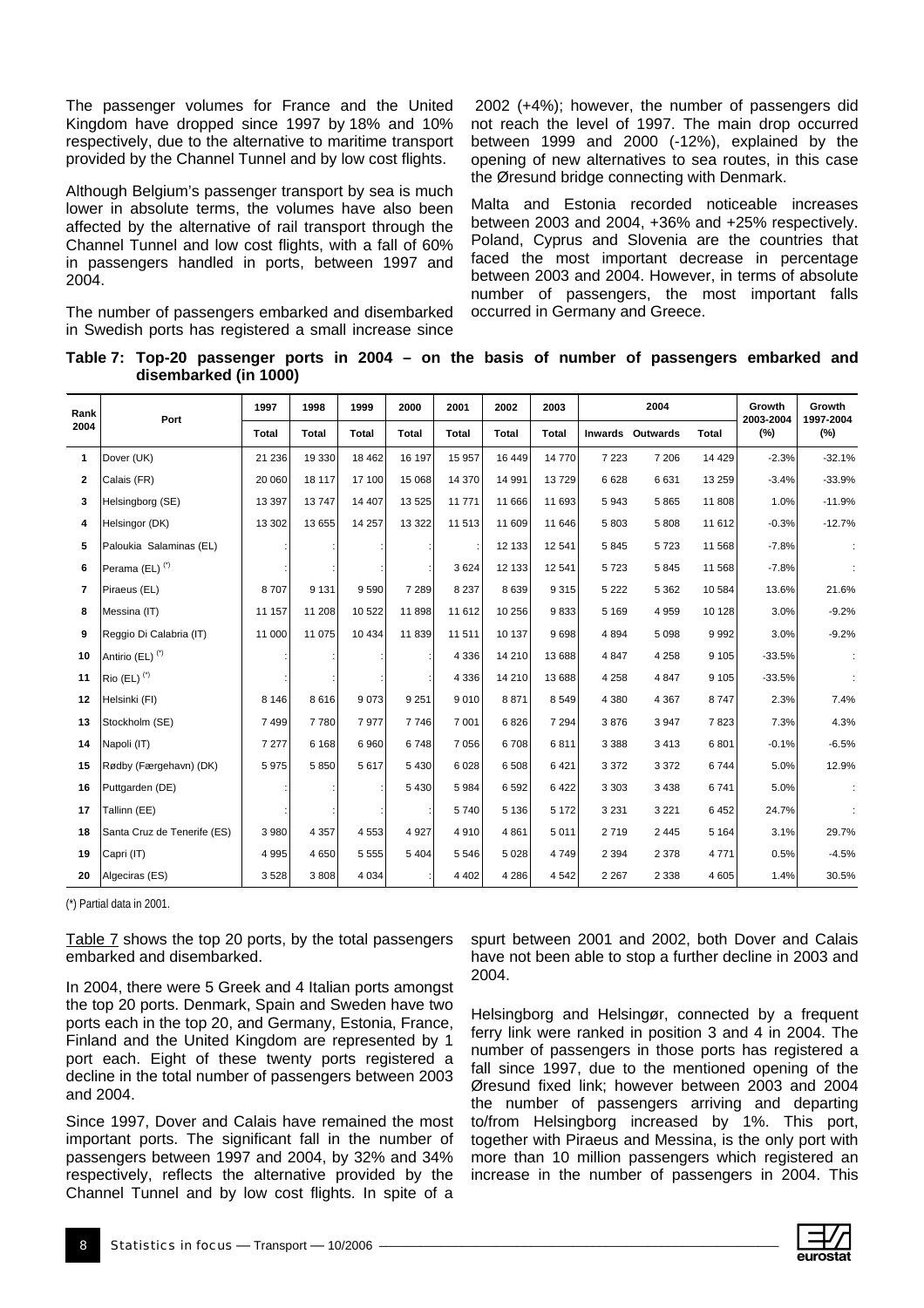The passenger volumes for France and the United Kingdom have dropped since 1997 by 18% and 10% respectively, due to the alternative to maritime transport provided by the Channel Tunnel and by low cost flights.

Although Belgium's passenger transport by sea is much lower in absolute terms, the volumes have also been affected by the alternative of rail transport through the Channel Tunnel and low cost flights, with a fall of 60% in passengers handled in ports, between 1997 and 2004.

The number of passengers embarked and disembarked in Swedish ports has registered a small increase since 2002 (+4%); however, the number of passengers did not reach the level of 1997. The main drop occurred between 1999 and 2000 (-12%), explained by the opening of new alternatives to sea routes, in this case the Øresund bridge connecting with Denmark.

Malta and Estonia recorded noticeable increases between 2003 and 2004, +36% and +25% respectively. Poland, Cyprus and Slovenia are the countries that faced the most important decrease in percentage between 2003 and 2004. However, in terms of absolute number of passengers, the most important falls occurred in Germany and Greece.

**Table 7: Top-20 passenger ports in 2004 – on the basis of number of passengers embarked and disembarked (in 1000)**

| Rank 2004 | Port | 1997 | 1998 | 1999 | 2000 | 2001 | 2002 | 2003 | 2004 | | | Growth 2003-2004 (%) | Growth 1997-2004 (%) |
|---|---|---|---|---|---|---|---|---|---|---|---|---|---|
| | | Total | Total | Total | Total | Total | Total | Total | Inwards | Outwards | Total | | |
| 1 | Dover (UK) | 21 236 | 19 330 | 18 462 | 16 197 | 15 957 | 16 449 | 14 770 | 7 223 | 7 206 | 14 429 | -2.3% | -32.1% |
| 2 | Calais (FR) | 20 060 | 18 117 | 17 100 | 15 068 | 14 370 | 14 991 | 13 729 | 6 628 | 6 631 | 13 259 | -3.4% | -33.9% |
| 3 | Helsingborg (SE) | 13 397 | 13 747 | 14 407 | 13 525 | 11 771 | 11 666 | 11 693 | 5 943 | 5 865 | 11 808 | 1.0% | -11.9% |
| 4 | Helsingor (DK) | 13 302 | 13 655 | 14 257 | 13 322 | 11 513 | 11 609 | 11 646 | 5 803 | 5 808 | 11 612 | -0.3% | -12.7% |
| 5 | Paloukia Salaminas (EL) | : | : | : | : | : | 12 133 | 12 541 | 5 845 | 5 723 | 11 568 | -7.8% | : |
| 6 | Perama (EL) (*) | : | : | : | : | 3 624 | 12 133 | 12 541 | 5 723 | 5 845 | 11 568 | -7.8% | : |
| 7 | Piraeus (EL) | 8 707 | 9 131 | 9 590 | 7 289 | 8 237 | 8 639 | 9 315 | 5 222 | 5 362 | 10 584 | 13.6% | 21.6% |
| 8 | Messina (IT) | 11 157 | 11 208 | 10 522 | 11 898 | 11 612 | 10 256 | 9 833 | 5 169 | 4 959 | 10 128 | 3.0% | -9.2% |
| 9 | Reggio Di Calabria (IT) | 11 000 | 11 075 | 10 434 | 11 839 | 11 511 | 10 137 | 9 698 | 4 894 | 5 098 | 9 992 | 3.0% | -9.2% |
| 10 | Antirio (EL) (*) | : | : | : | : | 4 336 | 14 210 | 13 688 | 4 847 | 4 258 | 9 105 | -33.5% | : |
| 11 | Rio (EL) (*) | : | : | : | : | 4 336 | 14 210 | 13 688 | 4 258 | 4 847 | 9 105 | -33.5% | : |
| 12 | Helsinki (FI) | 8 146 | 8 616 | 9 073 | 9 251 | 9 010 | 8 871 | 8 549 | 4 380 | 4 367 | 8 747 | 2.3% | 7.4% |
| 13 | Stockholm (SE) | 7 499 | 7 780 | 7 977 | 7 746 | 7 001 | 6 826 | 7 294 | 3 876 | 3 947 | 7 823 | 7.3% | 4.3% |
| 14 | Napoli (IT) | 7 277 | 6 168 | 6 960 | 6 748 | 7 056 | 6 708 | 6 811 | 3 388 | 3 413 | 6 801 | -0.1% | -6.5% |
| 15 | Rødby (Færgehavn) (DK) | 5 975 | 5 850 | 5 617 | 5 430 | 6 028 | 6 508 | 6 421 | 3 372 | 3 372 | 6 744 | 5.0% | 12.9% |
| 16 | Puttgarden (DE) | : | : | : | 5 430 | 5 984 | 6 592 | 6 422 | 3 303 | 3 438 | 6 741 | 5.0% | : |
| 17 | Tallinn (EE) | : | : | : | : | 5 740 | 5 136 | 5 172 | 3 231 | 3 221 | 6 452 | 24.7% | : |
| 18 | Santa Cruz de Tenerife (ES) | 3 980 | 4 357 | 4 553 | 4 927 | 4 910 | 4 861 | 5 011 | 2 719 | 2 445 | 5 164 | 3.1% | 29.7% |
| 19 | Capri (IT) | 4 995 | 4 650 | 5 555 | 5 404 | 5 546 | 5 028 | 4 749 | 2 394 | 2 378 | 4 771 | 0.5% | -4.5% |
| 20 | Algeciras (ES) | 3 528 | 3 808 | 4 034 | : | 4 402 | 4 286 | 4 542 | 2 267 | 2 338 | 4 605 | 1.4% | 30.5% |

(*) Partial data in 2001.

Table 7 shows the top 20 ports, by the total passengers embarked and disembarked.

In 2004, there were 5 Greek and 4 Italian ports amongst the top 20 ports. Denmark, Spain and Sweden have two ports each in the top 20, and Germany, Estonia, France, Finland and the United Kingdom are represented by 1 port each. Eight of these twenty ports registered a decline in the total number of passengers between 2003 and 2004.

Since 1997, Dover and Calais have remained the most important ports. The significant fall in the number of passengers between 1997 and 2004, by 32% and 34% respectively, reflects the alternative provided by the Channel Tunnel and by low cost flights. In spite of a spurt between 2001 and 2002, both Dover and Calais have not been able to stop a further decline in 2003 and 2004.

Helsingborg and Helsingør, connected by a frequent ferry link were ranked in position 3 and 4 in 2004. The number of passengers in those ports has registered a fall since 1997, due to the mentioned opening of the Øresund fixed link; however between 2003 and 2004 the number of passengers arriving and departing to/from Helsingborg increased by 1%. This port, together with Piraeus and Messina, is the only port with more than 10 million passengers which registered an increase in the number of passengers in 2004. This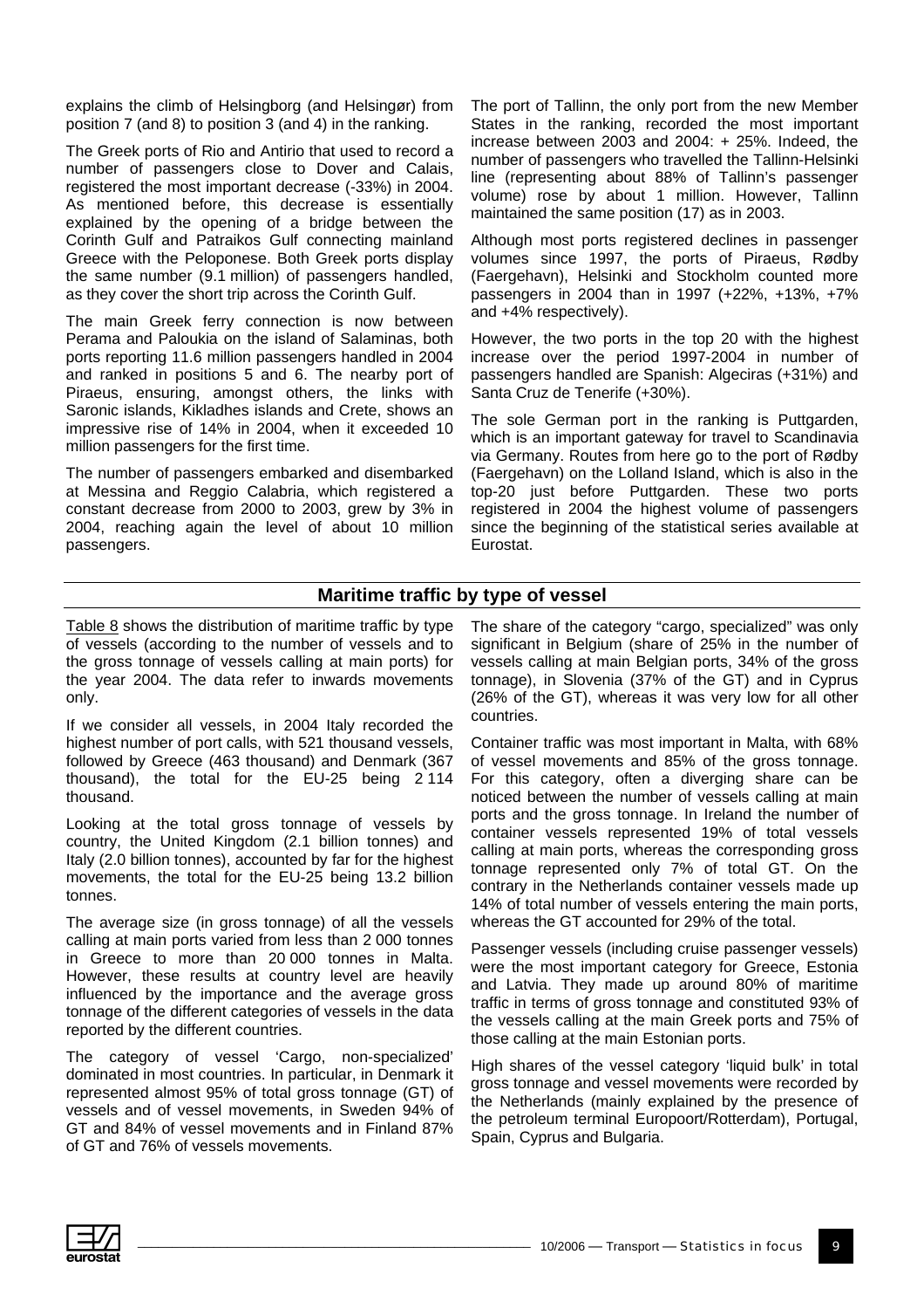explains the climb of Helsingborg (and Helsingør) from position 7 (and 8) to position 3 (and 4) in the ranking.

The Greek ports of Rio and Antirio that used to record a number of passengers close to Dover and Calais, registered the most important decrease (-33%) in 2004. As mentioned before, this decrease is essentially explained by the opening of a bridge between the Corinth Gulf and Patraikos Gulf connecting mainland Greece with the Peloponese. Both Greek ports display the same number (9.1 million) of passengers handled, as they cover the short trip across the Corinth Gulf.

The main Greek ferry connection is now between Perama and Paloukia on the island of Salaminas, both ports reporting 11.6 million passengers handled in 2004 and ranked in positions 5 and 6. The nearby port of Piraeus, ensuring, amongst others, the links with Saronic islands, Kikladhes islands and Crete, shows an impressive rise of 14% in 2004, when it exceeded 10 million passengers for the first time.

The number of passengers embarked and disembarked at Messina and Reggio Calabria, which registered a constant decrease from 2000 to 2003, grew by 3% in 2004, reaching again the level of about 10 million passengers.

The port of Tallinn, the only port from the new Member States in the ranking, recorded the most important increase between 2003 and 2004: + 25%. Indeed, the number of passengers who travelled the Tallinn-Helsinki line (representing about 88% of Tallinn's passenger volume) rose by about 1 million. However, Tallinn maintained the same position (17) as in 2003.

Although most ports registered declines in passenger volumes since 1997, the ports of Piraeus, Rødby (Faergehavn), Helsinki and Stockholm counted more passengers in 2004 than in 1997 (+22%, +13%, +7% and +4% respectively).

However, the two ports in the top 20 with the highest increase over the period 1997-2004 in number of passengers handled are Spanish: Algeciras (+31%) and Santa Cruz de Tenerife (+30%).

The sole German port in the ranking is Puttgarden, which is an important gateway for travel to Scandinavia via Germany. Routes from here go to the port of Rødby (Faergehavn) on the Lolland Island, which is also in the top-20 just before Puttgarden. These two ports registered in 2004 the highest volume of passengers since the beginning of the statistical series available at Eurostat.

## Maritime traffic by type of vessel

Table 8 shows the distribution of maritime traffic by type of vessels (according to the number of vessels and to the gross tonnage of vessels calling at main ports) for the year 2004. The data refer to inwards movements only.

If we consider all vessels, in 2004 Italy recorded the highest number of port calls, with 521 thousand vessels, followed by Greece (463 thousand) and Denmark (367 thousand), the total for the EU-25 being 2 114 thousand.

Looking at the total gross tonnage of vessels by country, the United Kingdom (2.1 billion tonnes) and Italy (2.0 billion tonnes), accounted by far for the highest movements, the total for the EU-25 being 13.2 billion tonnes.

The average size (in gross tonnage) of all the vessels calling at main ports varied from less than 2 000 tonnes in Greece to more than 20 000 tonnes in Malta. However, these results at country level are heavily influenced by the importance and the average gross tonnage of the different categories of vessels in the data reported by the different countries.

The category of vessel 'Cargo, non-specialized' dominated in most countries. In particular, in Denmark it represented almost 95% of total gross tonnage (GT) of vessels and of vessel movements, in Sweden 94% of GT and 84% of vessel movements and in Finland 87% of GT and 76% of vessels movements.

The share of the category "cargo, specialized" was only significant in Belgium (share of 25% in the number of vessels calling at main Belgian ports, 34% of the gross tonnage), in Slovenia (37% of the GT) and in Cyprus (26% of the GT), whereas it was very low for all other countries.

Container traffic was most important in Malta, with 68% of vessel movements and 85% of the gross tonnage. For this category, often a diverging share can be noticed between the number of vessels calling at main ports and the gross tonnage. In Ireland the number of container vessels represented 19% of total vessels calling at main ports, whereas the corresponding gross tonnage represented only 7% of total GT. On the contrary in the Netherlands container vessels made up 14% of total number of vessels entering the main ports, whereas the GT accounted for 29% of the total.

Passenger vessels (including cruise passenger vessels) were the most important category for Greece, Estonia and Latvia. They made up around 80% of maritime traffic in terms of gross tonnage and constituted 93% of the vessels calling at the main Greek ports and 75% of those calling at the main Estonian ports.

High shares of the vessel category 'liquid bulk' in total gross tonnage and vessel movements were recorded by the Netherlands (mainly explained by the presence of the petroleum terminal Europoort/Rotterdam), Portugal, Spain, Cyprus and Bulgaria.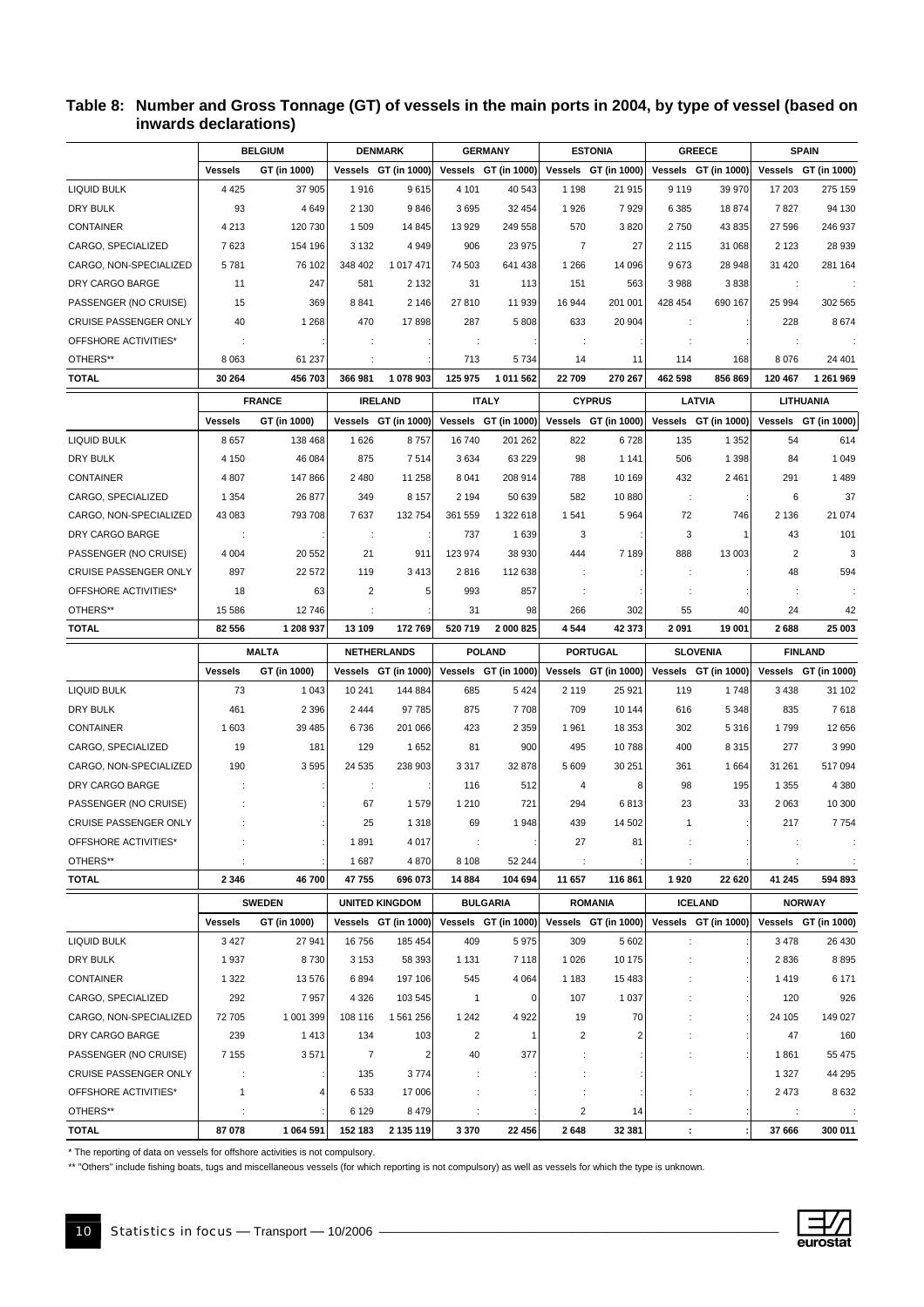## Table 8: Number and Gross Tonnage (GT) of vessels in the main ports in 2004, by type of vessel (based on inwards declarations)

| | BELGIUM | | DENMARK | | GERMANY | | ESTONIA | | GREECE | | SPAIN | |
|---|---|---|---|---|---|---|---|---|---|---|---|---|
| | Vessels | GT (in 1000) | Vessels | GT (in 1000) | Vessels | GT (in 1000) | Vessels | GT (in 1000) | Vessels | GT (in 1000) | Vessels | GT (in 1000) |
| LIQUID BULK | 4 425 | 37 905 | 1 916 | 9 615 | 4 101 | 40 543 | 1 198 | 21 915 | 9 119 | 39 970 | 17 203 | 275 159 |
| DRY BULK | 93 | 4 649 | 2 130 | 9 846 | 3 695 | 32 454 | 1 926 | 7 929 | 6 385 | 18 874 | 7 827 | 94 130 |
| CONTAINER | 4 213 | 120 730 | 1 509 | 14 845 | 13 929 | 249 558 | 570 | 3 820 | 2 750 | 43 835 | 27 596 | 246 937 |
| CARGO, SPECIALIZED | 7 623 | 154 196 | 3 132 | 4 949 | 906 | 23 975 | 7 | 27 | 2 115 | 31 068 | 2 123 | 28 939 |
| CARGO, NON-SPECIALIZED | 5 781 | 76 102 | 348 402 | 1 017 471 | 74 503 | 641 438 | 1 266 | 14 096 | 9 673 | 28 948 | 31 420 | 281 164 |
| DRY CARGO BARGE | 11 | 247 | 581 | 2 132 | 31 | 113 | 151 | 563 | 3 988 | 3 838 | : | : |
| PASSENGER (NO CRUISE) | 15 | 369 | 8 841 | 2 146 | 27 810 | 11 939 | 16 944 | 201 001 | 428 454 | 690 167 | 25 994 | 302 565 |
| CRUISE PASSENGER ONLY | 40 | 1 268 | 470 | 17 898 | 287 | 5 808 | 633 | 20 904 | : | : | 228 | 8 674 |
| OFFSHORE ACTIVITIES* | : | : | : | : | : | : | : | : | : | : | : | : |
| OTHERS** | 8 063 | 61 237 | : | : | 713 | 5 734 | 14 | 11 | 114 | 168 | 8 076 | 24 401 |
| **TOTAL** | **30 264** | **456 703** | **366 981** | **1 078 903** | **125 975** | **1 011 562** | **22 709** | **270 267** | **462 598** | **856 869** | **120 467** | **1 261 969** |

| | FRANCE | | IRELAND | | ITALY | | CYPRUS | | LATVIA | | LITHUANIA | |
|---|---|---|---|---|---|---|---|---|---|---|---|---|
| | Vessels | GT (in 1000) | Vessels | GT (in 1000) | Vessels | GT (in 1000) | Vessels | GT (in 1000) | Vessels | GT (in 1000) | Vessels | GT (in 1000) |
| LIQUID BULK | 8 657 | 138 468 | 1 626 | 8 757 | 16 740 | 201 262 | 822 | 6 728 | 135 | 1 352 | 54 | 614 |
| DRY BULK | 4 150 | 46 084 | 875 | 7 514 | 3 634 | 63 229 | 98 | 1 141 | 506 | 1 398 | 84 | 1 049 |
| CONTAINER | 4 807 | 147 866 | 2 480 | 11 258 | 8 041 | 208 914 | 788 | 10 169 | 432 | 2 461 | 291 | 1 489 |
| CARGO, SPECIALIZED | 1 354 | 26 877 | 349 | 8 157 | 2 194 | 50 639 | 582 | 10 880 | : | : | 6 | 37 |
| CARGO, NON-SPECIALIZED | 43 083 | 793 708 | 7 637 | 132 754 | 361 559 | 1 322 618 | 1 541 | 5 964 | 72 | 746 | 2 136 | 21 074 |
| DRY CARGO BARGE | : | : | : | : | 737 | 1 639 | 3 | : | 3 | 1 | 43 | 101 |
| PASSENGER (NO CRUISE) | 4 004 | 20 552 | 21 | 911 | 123 974 | 38 930 | 444 | 7 189 | 888 | 13 003 | 2 | 3 |
| CRUISE PASSENGER ONLY | 897 | 22 572 | 119 | 3 413 | 2 816 | 112 638 | : | : | : | : | 48 | 594 |
| OFFSHORE ACTIVITIES* | 18 | 63 | 2 | 5 | 993 | 857 | : | : | : | : | : | : |
| OTHERS** | 15 586 | 12 746 | : | : | 31 | 98 | 266 | 302 | 55 | 40 | 24 | 42 |
| **TOTAL** | **82 556** | **1 208 937** | **13 109** | **172 769** | **520 719** | **2 000 825** | **4 544** | **42 373** | **2 091** | **19 001** | **2 688** | **25 003** |

| | MALTA | | NETHERLANDS | | POLAND | | PORTUGAL | | SLOVENIA | | FINLAND | |
|---|---|---|---|---|---|---|---|---|---|---|---|---|
| | Vessels | GT (in 1000) | Vessels | GT (in 1000) | Vessels | GT (in 1000) | Vessels | GT (in 1000) | Vessels | GT (in 1000) | Vessels | GT (in 1000) |
| LIQUID BULK | 73 | 1 043 | 10 241 | 144 884 | 685 | 5 424 | 2 119 | 25 921 | 119 | 1 748 | 3 438 | 31 102 |
| DRY BULK | 461 | 2 396 | 2 444 | 97 785 | 875 | 7 708 | 709 | 10 144 | 616 | 5 348 | 835 | 7 618 |
| CONTAINER | 1 603 | 39 485 | 6 736 | 201 066 | 423 | 2 359 | 1 961 | 18 353 | 302 | 5 316 | 1 799 | 12 656 |
| CARGO, SPECIALIZED | 19 | 181 | 129 | 1 652 | 81 | 900 | 495 | 10 788 | 400 | 8 315 | 277 | 3 990 |
| CARGO, NON-SPECIALIZED | 190 | 3 595 | 24 535 | 238 903 | 3 317 | 32 878 | 5 609 | 30 251 | 361 | 1 664 | 31 261 | 517 094 |
| DRY CARGO BARGE | : | : | : | : | 116 | 512 | 4 | 8 | 98 | 195 | 1 355 | 4 380 |
| PASSENGER (NO CRUISE) | : | : | 67 | 1 579 | 1 210 | 721 | 294 | 6 813 | 23 | 33 | 2 063 | 10 300 |
| CRUISE PASSENGER ONLY | : | : | 25 | 1 318 | 69 | 1 948 | 439 | 14 502 | 1 | : | 217 | 7 754 |
| OFFSHORE ACTIVITIES* | : | : | 1 891 | 4 017 | : | : | 27 | 81 | : | : | : | : |
| OTHERS** | : | : | 1 687 | 4 870 | 8 108 | 52 244 | : | : | : | : | : | : |
| **TOTAL** | **2 346** | **46 700** | **47 755** | **696 073** | **14 884** | **104 694** | **11 657** | **116 861** | **1 920** | **22 620** | **41 245** | **594 893** |

| | SWEDEN | | UNITED KINGDOM | | BULGARIA | | ROMANIA | | ICELAND | | NORWAY | |
|---|---|---|---|---|---|---|---|---|---|---|---|---|
| | Vessels | GT (in 1000) | Vessels | GT (in 1000) | Vessels | GT (in 1000) | Vessels | GT (in 1000) | Vessels | GT (in 1000) | Vessels | GT (in 1000) |
| LIQUID BULK | 3 427 | 27 941 | 16 756 | 185 454 | 409 | 5 975 | 309 | 5 602 | : | : | 3 478 | 26 430 |
| DRY BULK | 1 937 | 8 730 | 3 153 | 58 393 | 1 131 | 7 118 | 1 026 | 10 175 | : | : | 2 836 | 8 895 |
| CONTAINER | 1 322 | 13 576 | 6 894 | 197 106 | 545 | 4 064 | 1 183 | 15 483 | : | : | 1 419 | 6 171 |
| CARGO, SPECIALIZED | 292 | 7 957 | 4 326 | 103 545 | 1 | 0 | 107 | 1 037 | : | : | 120 | 926 |
| CARGO, NON-SPECIALIZED | 72 705 | 1 001 399 | 108 116 | 1 561 256 | 1 242 | 4 922 | 19 | 70 | : | : | 24 105 | 149 027 |
| DRY CARGO BARGE | 239 | 1 413 | 134 | 103 | 2 | 1 | 2 | 2 | : | : | 47 | 160 |
| PASSENGER (NO CRUISE) | 7 155 | 3 571 | 7 | 2 | 40 | 377 | : | : | : | : | 1 861 | 55 475 |
| CRUISE PASSENGER ONLY | : | : | 135 | 3 774 | : | : | : | : | | | 1 327 | 44 295 |
| OFFSHORE ACTIVITIES* | 1 | 4 | 6 533 | 17 006 | : | : | : | : | : | : | 2 473 | 8 632 |
| OTHERS** | : | : | 6 129 | 8 479 | : | : | 2 | 14 | : | : | : | : |
| **TOTAL** | **87 078** | **1 064 591** | **152 183** | **2 135 119** | **3 370** | **22 456** | **2 648** | **32 381** | **:** | **:** | **37 666** | **300 011** |

\* The reporting of data on vessels for offshore activities is not compulsory.

\*\* "Others" include fishing boats, tugs and miscellaneous vessels (for which reporting is not compulsory) as well as vessels for which the type is unknown.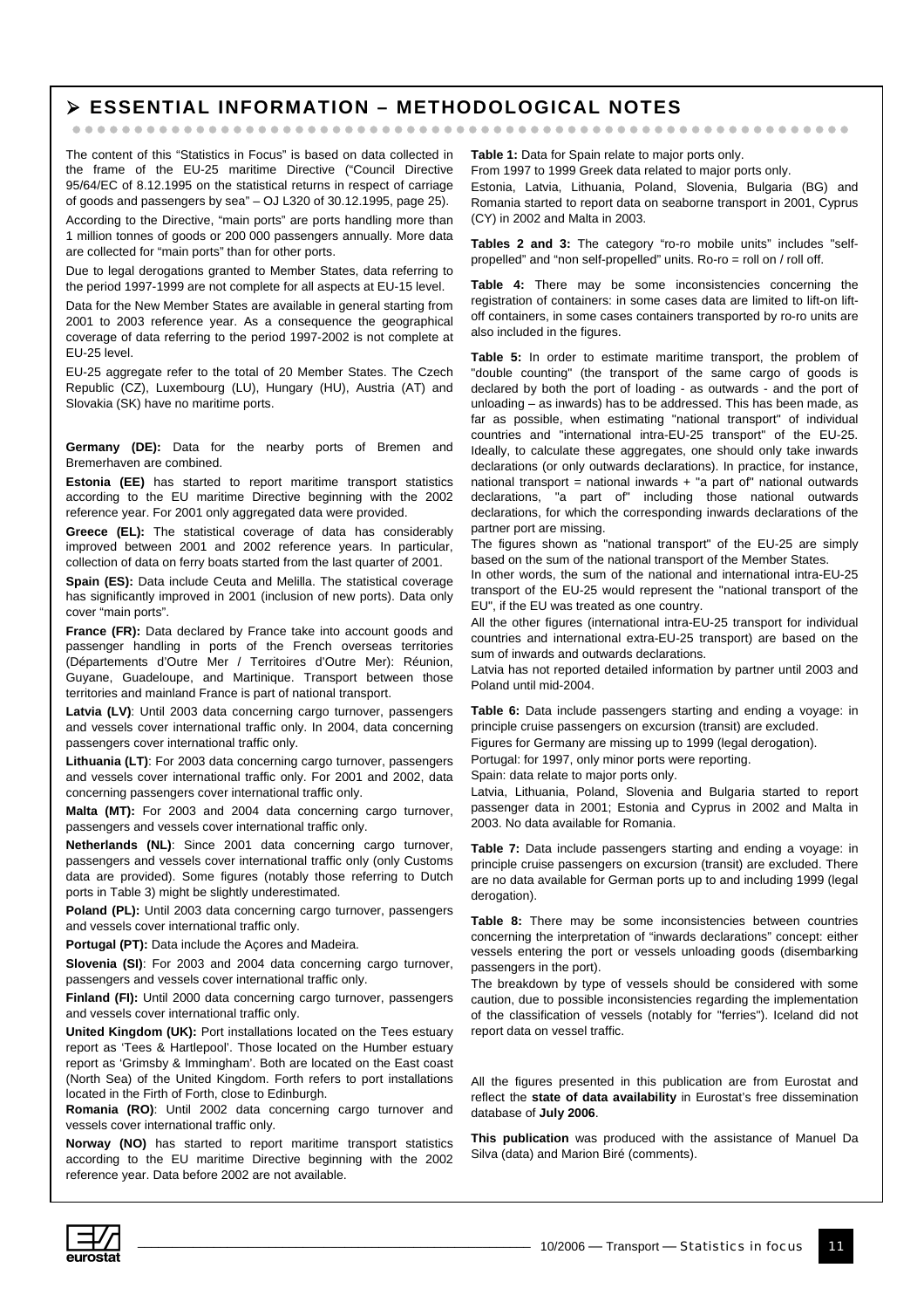## ➢ ESSENTIAL INFORMATION – METHODOLOGICAL NOTES

The content of this "Statistics in Focus" is based on data collected in the frame of the EU-25 maritime Directive ("Council Directive 95/64/EC of 8.12.1995 on the statistical returns in respect of carriage of goods and passengers by sea" – OJ L320 of 30.12.1995, page 25).

According to the Directive, "main ports" are ports handling more than 1 million tonnes of goods or 200 000 passengers annually. More data are collected for "main ports" than for other ports.

Due to legal derogations granted to Member States, data referring to the period 1997-1999 are not complete for all aspects at EU-15 level.

Data for the New Member States are available in general starting from 2001 to 2003 reference year. As a consequence the geographical coverage of data referring to the period 1997-2002 is not complete at EU-25 level.

EU-25 aggregate refer to the total of 20 Member States. The Czech Republic (CZ), Luxembourg (LU), Hungary (HU), Austria (AT) and Slovakia (SK) have no maritime ports.

**Germany (DE):** Data for the nearby ports of Bremen and Bremerhaven are combined.

**Estonia (EE)** has started to report maritime transport statistics according to the EU maritime Directive beginning with the 2002 reference year. For 2001 only aggregated data were provided.

**Greece (EL):** The statistical coverage of data has considerably improved between 2001 and 2002 reference years. In particular, collection of data on ferry boats started from the last quarter of 2001.

**Spain (ES):** Data include Ceuta and Melilla. The statistical coverage has significantly improved in 2001 (inclusion of new ports). Data only cover "main ports".

**France (FR):** Data declared by France take into account goods and passenger handling in ports of the French overseas territories (Départements d'Outre Mer / Territoires d'Outre Mer): Réunion, Guyane, Guadeloupe, and Martinique. Transport between those territories and mainland France is part of national transport.

**Latvia (LV)**: Until 2003 data concerning cargo turnover, passengers and vessels cover international traffic only. In 2004, data concerning passengers cover international traffic only.

**Lithuania (LT)**: For 2003 data concerning cargo turnover, passengers and vessels cover international traffic only. For 2001 and 2002, data concerning passengers cover international traffic only.

**Malta (MT):** For 2003 and 2004 data concerning cargo turnover, passengers and vessels cover international traffic only.

**Netherlands (NL)**: Since 2001 data concerning cargo turnover, passengers and vessels cover international traffic only (only Customs data are provided). Some figures (notably those referring to Dutch ports in Table 3) might be slightly underestimated.

**Poland (PL):** Until 2003 data concerning cargo turnover, passengers and vessels cover international traffic only.

**Portugal (PT):** Data include the Açores and Madeira.

**Slovenia (SI)**: For 2003 and 2004 data concerning cargo turnover, passengers and vessels cover international traffic only.

**Finland (FI):** Until 2000 data concerning cargo turnover, passengers and vessels cover international traffic only.

**United Kingdom (UK):** Port installations located on the Tees estuary report as 'Tees & Hartlepool'. Those located on the Humber estuary report as 'Grimsby & Immingham'. Both are located on the East coast (North Sea) of the United Kingdom. Forth refers to port installations located in the Firth of Forth, close to Edinburgh.

**Romania (RO)**: Until 2002 data concerning cargo turnover and vessels cover international traffic only.

**Norway (NO)** has started to report maritime transport statistics according to the EU maritime Directive beginning with the 2002 reference year. Data before 2002 are not available.

**Table 1:** Data for Spain relate to major ports only.

From 1997 to 1999 Greek data related to major ports only.

Estonia, Latvia, Lithuania, Poland, Slovenia, Bulgaria (BG) and Romania started to report data on seaborne transport in 2001, Cyprus (CY) in 2002 and Malta in 2003.

**Tables 2 and 3:** The category "ro-ro mobile units" includes "self-propelled" and "non self-propelled" units. Ro-ro = roll on / roll off.

**Table 4:** There may be some inconsistencies concerning the registration of containers: in some cases data are limited to lift-on lift-off containers, in some cases containers transported by ro-ro units are also included in the figures.

**Table 5:** In order to estimate maritime transport, the problem of "double counting" (the transport of the same cargo of goods is declared by both the port of loading - as outwards - and the port of unloading – as inwards) has to be addressed. This has been made, as far as possible, when estimating "national transport" of individual countries and "international intra-EU-25 transport" of the EU-25. Ideally, to calculate these aggregates, one should only take inwards declarations (or only outwards declarations). In practice, for instance, national transport = national inwards + "a part of" national outwards declarations, "a part of" including those national outwards declarations, for which the corresponding inwards declarations of the partner port are missing.

The figures shown as "national transport" of the EU-25 are simply based on the sum of the national transport of the Member States.

In other words, the sum of the national and international intra-EU-25 transport of the EU-25 would represent the "national transport of the EU", if the EU was treated as one country.

All the other figures (international intra-EU-25 transport for individual countries and international extra-EU-25 transport) are based on the sum of inwards and outwards declarations.

Latvia has not reported detailed information by partner until 2003 and Poland until mid-2004.

**Table 6:** Data include passengers starting and ending a voyage: in principle cruise passengers on excursion (transit) are excluded.

Figures for Germany are missing up to 1999 (legal derogation).

Portugal: for 1997, only minor ports were reporting.

Spain: data relate to major ports only.

Latvia, Lithuania, Poland, Slovenia and Bulgaria started to report passenger data in 2001; Estonia and Cyprus in 2002 and Malta in 2003. No data available for Romania.

**Table 7:** Data include passengers starting and ending a voyage: in principle cruise passengers on excursion (transit) are excluded. There are no data available for German ports up to and including 1999 (legal derogation).

**Table 8:** There may be some inconsistencies between countries concerning the interpretation of "inwards declarations" concept: either vessels entering the port or vessels unloading goods (disembarking passengers in the port).

The breakdown by type of vessels should be considered with some caution, due to possible inconsistencies regarding the implementation of the classification of vessels (notably for "ferries"). Iceland did not report data on vessel traffic.

All the figures presented in this publication are from Eurostat and reflect the **state of data availability** in Eurostat's free dissemination database of **July 2006**.

**This publication** was produced with the assistance of Manuel Da Silva (data) and Marion Biré (comments).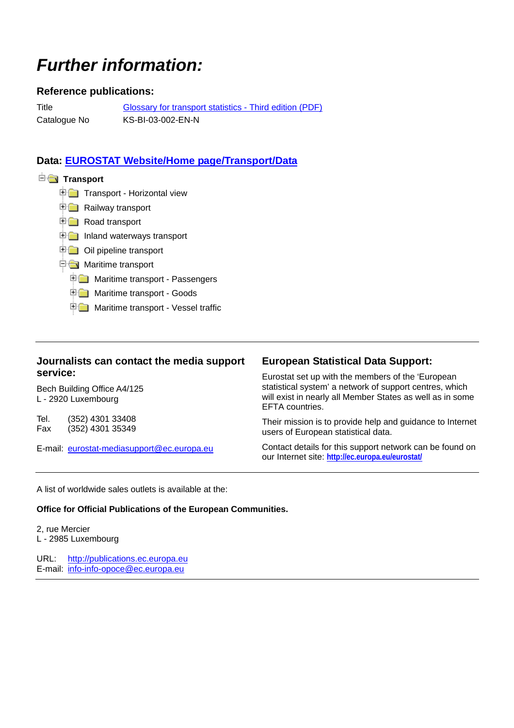# *Further information:*

## Reference publications:

| | |
|---|---|
| Title | Glossary for transport statistics - Third edition (PDF) |
| Catalogue No | KS-BI-03-002-EN-N |

## Data: EUROSTAT Website/Home page/Transport/Data

- **Transport**
  - Transport - Horizontal view
  - Railway transport
  - Road transport
  - Inland waterways transport
  - Oil pipeline transport
  - Maritime transport
    - Maritime transport - Passengers
    - Maritime transport - Goods
    - Maritime transport - Vessel traffic

---

### Journalists can contact the media support service:

Bech Building Office A4/125
L - 2920 Luxembourg

Tel. (352) 4301 33408
Fax (352) 4301 35349

E-mail: eurostat-mediasupport@ec.europa.eu

### European Statistical Data Support:

Eurostat set up with the members of the 'European statistical system' a network of support centres, which will exist in nearly all Member States as well as in some EFTA countries.

Their mission is to provide help and guidance to Internet users of European statistical data.

Contact details for this support network can be found on our Internet site: http://ec.europa.eu/eurostat/

---

A list of worldwide sales outlets is available at the:

**Office for Official Publications of the European Communities.**

2, rue Mercier
L - 2985 Luxembourg

URL: http://publications.ec.europa.eu
E-mail: info-info-opoce@ec.europa.eu